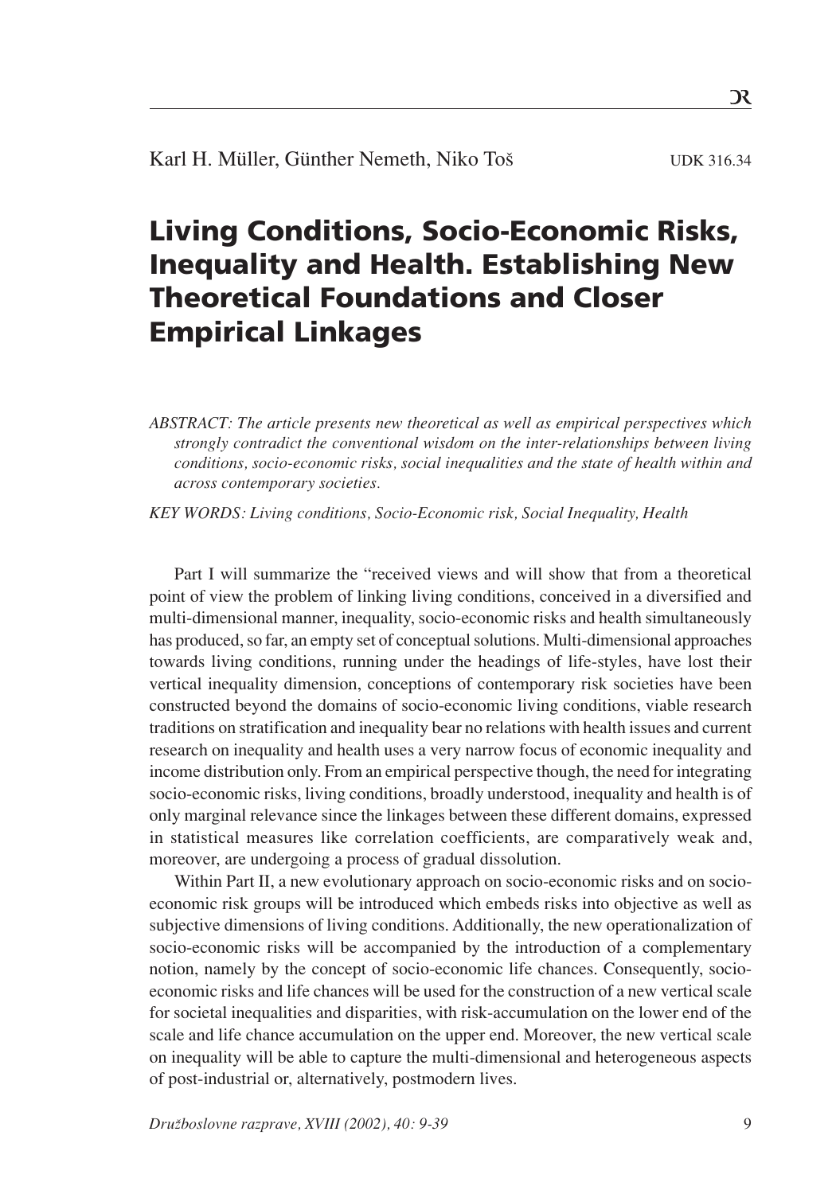Karl H. Müller, Günther Nemeth, Niko Toš

UDK 316.34

# Living Conditions, Socio-Economic Risks, Inequality and Health. Establishing New Theoretical Foundations and Closer Empirical Linkages

*ABSTRACT: The article presents new theoretical as well as empirical perspectives which strongly contradict the conventional wisdom on the inter-relationships between living conditions, socio-economic risks, social inequalities and the state of health within and across contemporary societies.*

*KEY WORDS: Living conditions, Socio-Economic risk, Social Inequality, Health*

Part I will summarize the "received views and will show that from a theoretical point of view the problem of linking living conditions, conceived in a diversified and multi-dimensional manner, inequality, socio-economic risks and health simultaneously has produced, so far, an empty set of conceptual solutions. Multi-dimensional approaches towards living conditions, running under the headings of life-styles, have lost their vertical inequality dimension, conceptions of contemporary risk societies have been constructed beyond the domains of socio-economic living conditions, viable research traditions on stratification and inequality bear no relations with health issues and current research on inequality and health uses a very narrow focus of economic inequality and income distribution only. From an empirical perspective though, the need for integrating socio-economic risks, living conditions, broadly understood, inequality and health is of only marginal relevance since the linkages between these different domains, expressed in statistical measures like correlation coefficients, are comparatively weak and, moreover, are undergoing a process of gradual dissolution.

Within Part II, a new evolutionary approach on socio-economic risks and on socio-economic risk groups will be introduced which embeds risks into objective as well as subjective dimensions of living conditions. Additionally, the new operationalization of socio-economic risks will be accompanied by the introduction of a complementary notion, namely by the concept of socio-economic life chances. Consequently, socio-economic risks and life chances will be used for the construction of a new vertical scale for societal inequalities and disparities, with risk-accumulation on the lower end of the scale and life chance accumulation on the upper end. Moreover, the new vertical scale on inequality will be able to capture the multi-dimensional and heterogeneous aspects of post-industrial or, alternatively, postmodern lives.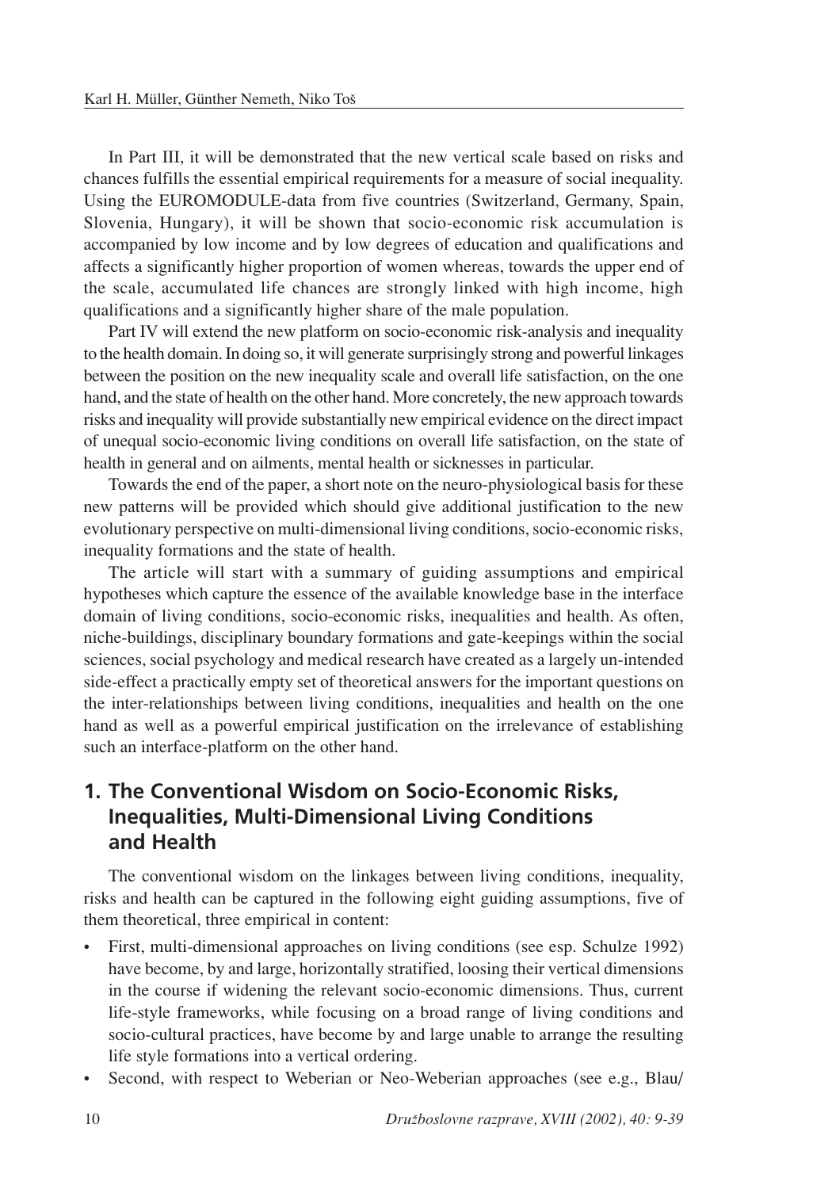In Part III, it will be demonstrated that the new vertical scale based on risks and chances fulfills the essential empirical requirements for a measure of social inequality. Using the EUROMODULE-data from five countries (Switzerland, Germany, Spain, Slovenia, Hungary), it will be shown that socio-economic risk accumulation is accompanied by low income and by low degrees of education and qualifications and affects a significantly higher proportion of women whereas, towards the upper end of the scale, accumulated life chances are strongly linked with high income, high qualifications and a significantly higher share of the male population.

Part IV will extend the new platform on socio-economic risk-analysis and inequality to the health domain. In doing so, it will generate surprisingly strong and powerful linkages between the position on the new inequality scale and overall life satisfaction, on the one hand, and the state of health on the other hand. More concretely, the new approach towards risks and inequality will provide substantially new empirical evidence on the direct impact of unequal socio-economic living conditions on overall life satisfaction, on the state of health in general and on ailments, mental health or sicknesses in particular.

Towards the end of the paper, a short note on the neuro-physiological basis for these new patterns will be provided which should give additional justification to the new evolutionary perspective on multi-dimensional living conditions, socio-economic risks, inequality formations and the state of health.

The article will start with a summary of guiding assumptions and empirical hypotheses which capture the essence of the available knowledge base in the interface domain of living conditions, socio-economic risks, inequalities and health. As often, niche-buildings, disciplinary boundary formations and gate-keepings within the social sciences, social psychology and medical research have created as a largely un-intended side-effect a practically empty set of theoretical answers for the important questions on the inter-relationships between living conditions, inequalities and health on the one hand as well as a powerful empirical justification on the irrelevance of establishing such an interface-platform on the other hand.

## 1. The Conventional Wisdom on Socio-Economic Risks, Inequalities, Multi-Dimensional Living Conditions and Health

The conventional wisdom on the linkages between living conditions, inequality, risks and health can be captured in the following eight guiding assumptions, five of them theoretical, three empirical in content:

- First, multi-dimensional approaches on living conditions (see esp. Schulze 1992) have become, by and large, horizontally stratified, loosing their vertical dimensions in the course if widening the relevant socio-economic dimensions. Thus, current life-style frameworks, while focusing on a broad range of living conditions and socio-cultural practices, have become by and large unable to arrange the resulting life style formations into a vertical ordering.
- Second, with respect to Weberian or Neo-Weberian approaches (see e.g., Blau/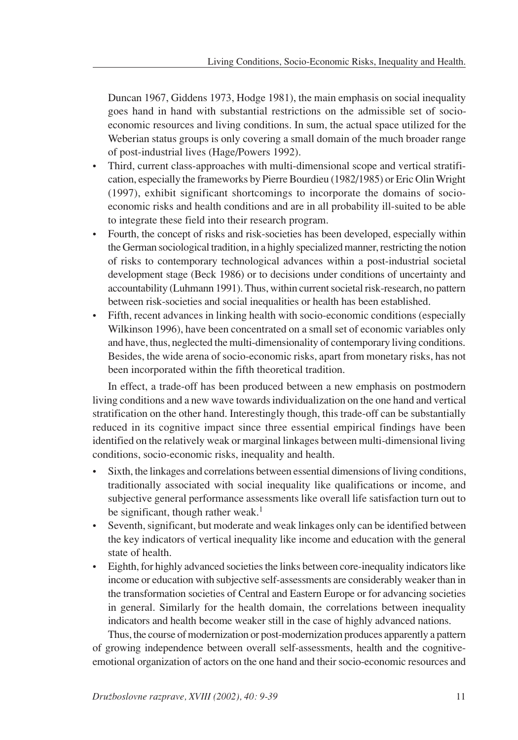Duncan 1967, Giddens 1973, Hodge 1981), the main emphasis on social inequality goes hand in hand with substantial restrictions on the admissible set of socio-economic resources and living conditions. In sum, the actual space utilized for the Weberian status groups is only covering a small domain of the much broader range of post-industrial lives (Hage/Powers 1992).

- Third, current class-approaches with multi-dimensional scope and vertical stratification, especially the frameworks by Pierre Bourdieu (1982/1985) or Eric Olin Wright (1997), exhibit significant shortcomings to incorporate the domains of socio-economic risks and health conditions and are in all probability ill-suited to be able to integrate these field into their research program.
- Fourth, the concept of risks and risk-societies has been developed, especially within the German sociological tradition, in a highly specialized manner, restricting the notion of risks to contemporary technological advances within a post-industrial societal development stage (Beck 1986) or to decisions under conditions of uncertainty and accountability (Luhmann 1991). Thus, within current societal risk-research, no pattern between risk-societies and social inequalities or health has been established.
- Fifth, recent advances in linking health with socio-economic conditions (especially Wilkinson 1996), have been concentrated on a small set of economic variables only and have, thus, neglected the multi-dimensionality of contemporary living conditions. Besides, the wide arena of socio-economic risks, apart from monetary risks, has not been incorporated within the fifth theoretical tradition.

In effect, a trade-off has been produced between a new emphasis on postmodern living conditions and a new wave towards individualization on the one hand and vertical stratification on the other hand. Interestingly though, this trade-off can be substantially reduced in its cognitive impact since three essential empirical findings have been identified on the relatively weak or marginal linkages between multi-dimensional living conditions, socio-economic risks, inequality and health.

- Sixth, the linkages and correlations between essential dimensions of living conditions, traditionally associated with social inequality like qualifications or income, and subjective general performance assessments like overall life satisfaction turn out to be significant, though rather weak.[1]
- Seventh, significant, but moderate and weak linkages only can be identified between the key indicators of vertical inequality like income and education with the general state of health.
- Eighth, for highly advanced societies the links between core-inequality indicators like income or education with subjective self-assessments are considerably weaker than in the transformation societies of Central and Eastern Europe or for advancing societies in general. Similarly for the health domain, the correlations between inequality indicators and health become weaker still in the case of highly advanced nations.

Thus, the course of modernization or post-modernization produces apparently a pattern of growing independence between overall self-assessments, health and the cognitive-emotional organization of actors on the one hand and their socio-economic resources and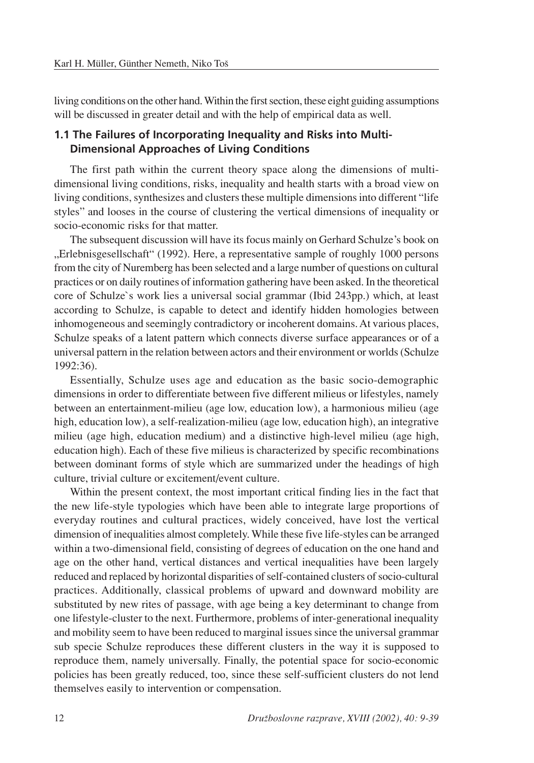living conditions on the other hand. Within the first section, these eight guiding assumptions will be discussed in greater detail and with the help of empirical data as well.

### 1.1 The Failures of Incorporating Inequality and Risks into Multi-Dimensional Approaches of Living Conditions

The first path within the current theory space along the dimensions of multi-dimensional living conditions, risks, inequality and health starts with a broad view on living conditions, synthesizes and clusters these multiple dimensions into different "life styles" and looses in the course of clustering the vertical dimensions of inequality or socio-economic risks for that matter.

The subsequent discussion will have its focus mainly on Gerhard Schulze's book on „Erlebnisgesellschaft" (1992). Here, a representative sample of roughly 1000 persons from the city of Nuremberg has been selected and a large number of questions on cultural practices or on daily routines of information gathering have been asked. In the theoretical core of Schulze`s work lies a universal social grammar (Ibid 243pp.) which, at least according to Schulze, is capable to detect and identify hidden homologies between inhomogeneous and seemingly contradictory or incoherent domains. At various places, Schulze speaks of a latent pattern which connects diverse surface appearances or of a universal pattern in the relation between actors and their environment or worlds (Schulze 1992:36).

Essentially, Schulze uses age and education as the basic socio-demographic dimensions in order to differentiate between five different milieus or lifestyles, namely between an entertainment-milieu (age low, education low), a harmonious milieu (age high, education low), a self-realization-milieu (age low, education high), an integrative milieu (age high, education medium) and a distinctive high-level milieu (age high, education high). Each of these five milieus is characterized by specific recombinations between dominant forms of style which are summarized under the headings of high culture, trivial culture or excitement/event culture.

Within the present context, the most important critical finding lies in the fact that the new life-style typologies which have been able to integrate large proportions of everyday routines and cultural practices, widely conceived, have lost the vertical dimension of inequalities almost completely. While these five life-styles can be arranged within a two-dimensional field, consisting of degrees of education on the one hand and age on the other hand, vertical distances and vertical inequalities have been largely reduced and replaced by horizontal disparities of self-contained clusters of socio-cultural practices. Additionally, classical problems of upward and downward mobility are substituted by new rites of passage, with age being a key determinant to change from one lifestyle-cluster to the next. Furthermore, problems of inter-generational inequality and mobility seem to have been reduced to marginal issues since the universal grammar sub specie Schulze reproduces these different clusters in the way it is supposed to reproduce them, namely universally. Finally, the potential space for socio-economic policies has been greatly reduced, too, since these self-sufficient clusters do not lend themselves easily to intervention or compensation.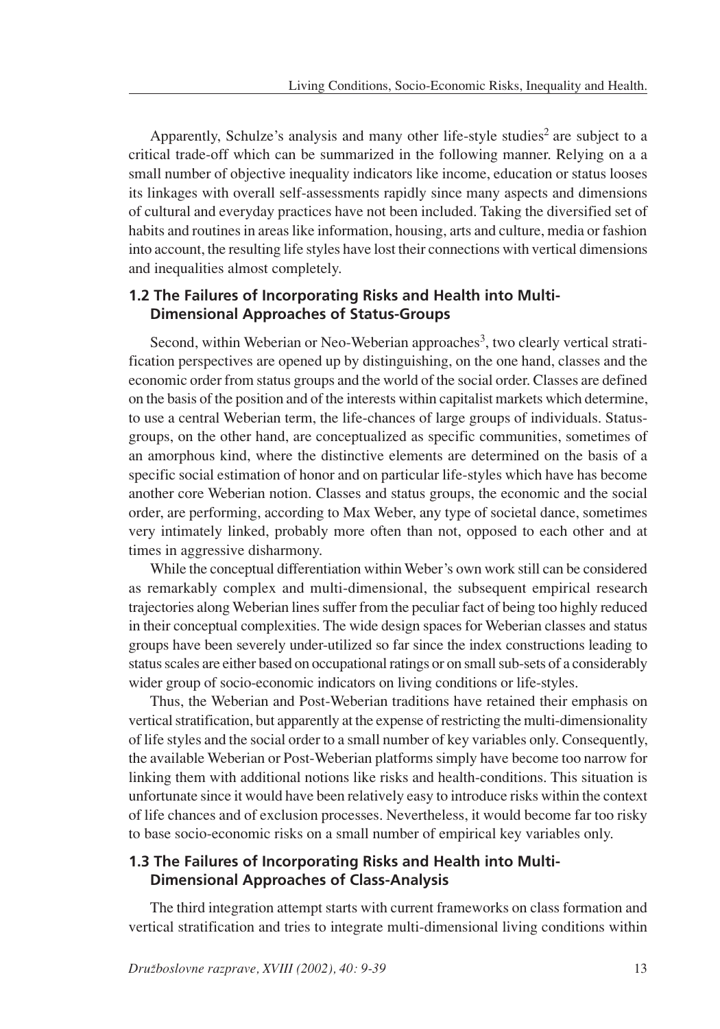Apparently, Schulze's analysis and many other life-style studies[2] are subject to a critical trade-off which can be summarized in the following manner. Relying on a a small number of objective inequality indicators like income, education or status looses its linkages with overall self-assessments rapidly since many aspects and dimensions of cultural and everyday practices have not been included. Taking the diversified set of habits and routines in areas like information, housing, arts and culture, media or fashion into account, the resulting life styles have lost their connections with vertical dimensions and inequalities almost completely.

### 1.2 The Failures of Incorporating Risks and Health into Multi-Dimensional Approaches of Status-Groups

Second, within Weberian or Neo-Weberian approaches[3], two clearly vertical stratification perspectives are opened up by distinguishing, on the one hand, classes and the economic order from status groups and the world of the social order. Classes are defined on the basis of the position and of the interests within capitalist markets which determine, to use a central Weberian term, the life-chances of large groups of individuals. Status-groups, on the other hand, are conceptualized as specific communities, sometimes of an amorphous kind, where the distinctive elements are determined on the basis of a specific social estimation of honor and on particular life-styles which have has become another core Weberian notion. Classes and status groups, the economic and the social order, are performing, according to Max Weber, any type of societal dance, sometimes very intimately linked, probably more often than not, opposed to each other and at times in aggressive disharmony.

While the conceptual differentiation within Weber's own work still can be considered as remarkably complex and multi-dimensional, the subsequent empirical research trajectories along Weberian lines suffer from the peculiar fact of being too highly reduced in their conceptual complexities. The wide design spaces for Weberian classes and status groups have been severely under-utilized so far since the index constructions leading to status scales are either based on occupational ratings or on small sub-sets of a considerably wider group of socio-economic indicators on living conditions or life-styles.

Thus, the Weberian and Post-Weberian traditions have retained their emphasis on vertical stratification, but apparently at the expense of restricting the multi-dimensionality of life styles and the social order to a small number of key variables only. Consequently, the available Weberian or Post-Weberian platforms simply have become too narrow for linking them with additional notions like risks and health-conditions. This situation is unfortunate since it would have been relatively easy to introduce risks within the context of life chances and of exclusion processes. Nevertheless, it would become far too risky to base socio-economic risks on a small number of empirical key variables only.

### 1.3 The Failures of Incorporating Risks and Health into Multi-Dimensional Approaches of Class-Analysis

The third integration attempt starts with current frameworks on class formation and vertical stratification and tries to integrate multi-dimensional living conditions within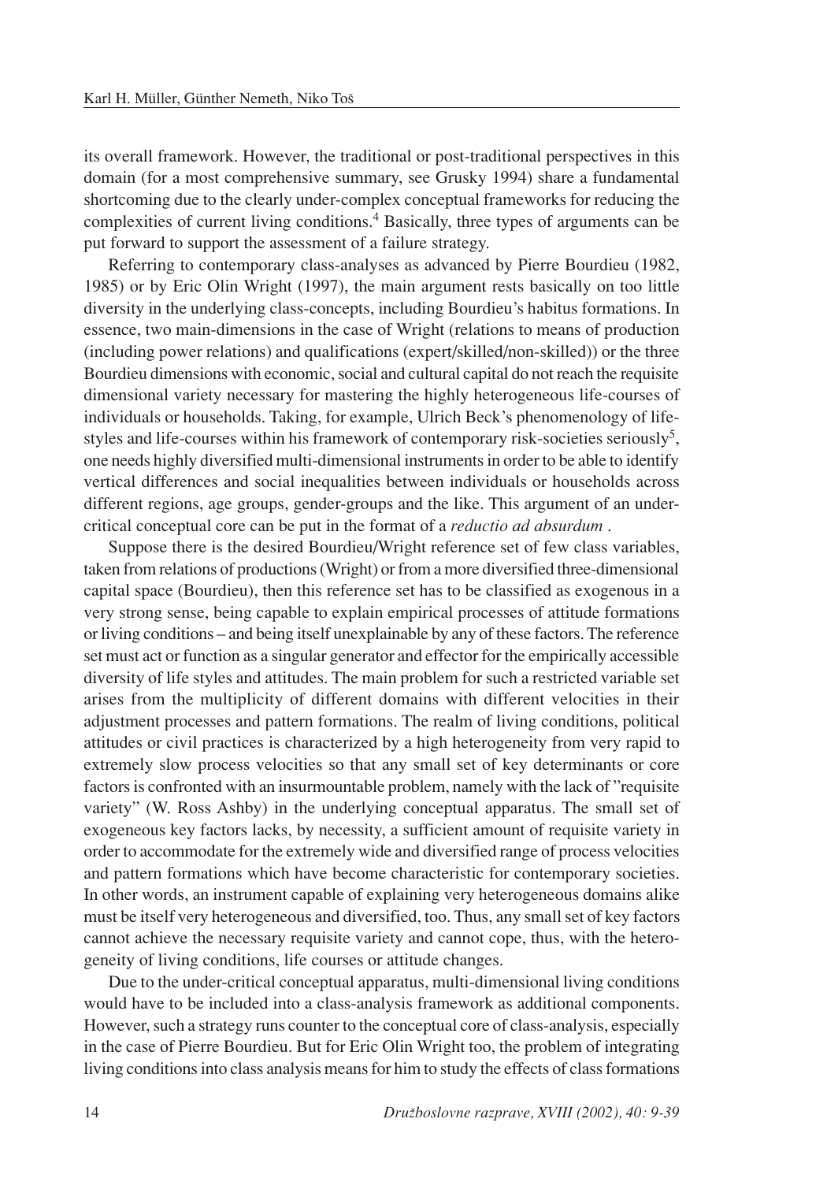its overall framework. However, the traditional or post-traditional perspectives in this domain (for a most comprehensive summary, see Grusky 1994) share a fundamental shortcoming due to the clearly under-complex conceptual frameworks for reducing the complexities of current living conditions.[4] Basically, three types of arguments can be put forward to support the assessment of a failure strategy.

Referring to contemporary class-analyses as advanced by Pierre Bourdieu (1982, 1985) or by Eric Olin Wright (1997), the main argument rests basically on too little diversity in the underlying class-concepts, including Bourdieu's habitus formations. In essence, two main-dimensions in the case of Wright (relations to means of production (including power relations) and qualifications (expert/skilled/non-skilled)) or the three Bourdieu dimensions with economic, social and cultural capital do not reach the requisite dimensional variety necessary for mastering the highly heterogeneous life-courses of individuals or households. Taking, for example, Ulrich Beck's phenomenology of life-styles and life-courses within his framework of contemporary risk-societies seriously[5], one needs highly diversified multi-dimensional instruments in order to be able to identify vertical differences and social inequalities between individuals or households across different regions, age groups, gender-groups and the like. This argument of an under-critical conceptual core can be put in the format of a *reductio ad absurdum* .

Suppose there is the desired Bourdieu/Wright reference set of few class variables, taken from relations of productions (Wright) or from a more diversified three-dimensional capital space (Bourdieu), then this reference set has to be classified as exogenous in a very strong sense, being capable to explain empirical processes of attitude formations or living conditions – and being itself unexplainable by any of these factors. The reference set must act or function as a singular generator and effector for the empirically accessible diversity of life styles and attitudes. The main problem for such a restricted variable set arises from the multiplicity of different domains with different velocities in their adjustment processes and pattern formations. The realm of living conditions, political attitudes or civil practices is characterized by a high heterogeneity from very rapid to extremely slow process velocities so that any small set of key determinants or core factors is confronted with an insurmountable problem, namely with the lack of "requisite variety" (W. Ross Ashby) in the underlying conceptual apparatus. The small set of exogeneous key factors lacks, by necessity, a sufficient amount of requisite variety in order to accommodate for the extremely wide and diversified range of process velocities and pattern formations which have become characteristic for contemporary societies. In other words, an instrument capable of explaining very heterogeneous domains alike must be itself very heterogeneous and diversified, too. Thus, any small set of key factors cannot achieve the necessary requisite variety and cannot cope, thus, with the heterogeneity of living conditions, life courses or attitude changes.

Due to the under-critical conceptual apparatus, multi-dimensional living conditions would have to be included into a class-analysis framework as additional components. However, such a strategy runs counter to the conceptual core of class-analysis, especially in the case of Pierre Bourdieu. But for Eric Olin Wright too, the problem of integrating living conditions into class analysis means for him to study the effects of class formations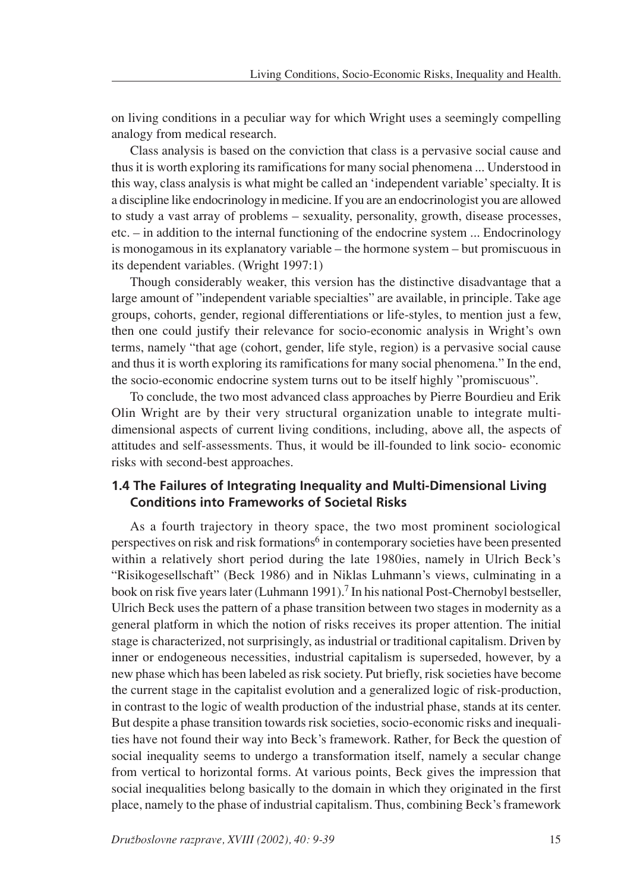on living conditions in a peculiar way for which Wright uses a seemingly compelling analogy from medical research.

Class analysis is based on the conviction that class is a pervasive social cause and thus it is worth exploring its ramifications for many social phenomena ... Understood in this way, class analysis is what might be called an 'independent variable' specialty. It is a discipline like endocrinology in medicine. If you are an endocrinologist you are allowed to study a vast array of problems – sexuality, personality, growth, disease processes, etc. – in addition to the internal functioning of the endocrine system ... Endocrinology is monogamous in its explanatory variable – the hormone system – but promiscuous in its dependent variables. (Wright 1997:1)

Though considerably weaker, this version has the distinctive disadvantage that a large amount of "independent variable specialties" are available, in principle. Take age groups, cohorts, gender, regional differentiations or life-styles, to mention just a few, then one could justify their relevance for socio-economic analysis in Wright's own terms, namely "that age (cohort, gender, life style, region) is a pervasive social cause and thus it is worth exploring its ramifications for many social phenomena." In the end, the socio-economic endocrine system turns out to be itself highly "promiscuous".

To conclude, the two most advanced class approaches by Pierre Bourdieu and Erik Olin Wright are by their very structural organization unable to integrate multi-dimensional aspects of current living conditions, including, above all, the aspects of attitudes and self-assessments. Thus, it would be ill-founded to link socio- economic risks with second-best approaches.

### 1.4 The Failures of Integrating Inequality and Multi-Dimensional Living Conditions into Frameworks of Societal Risks

As a fourth trajectory in theory space, the two most prominent sociological perspectives on risk and risk formations[6] in contemporary societies have been presented within a relatively short period during the late 1980ies, namely in Ulrich Beck's "Risikogesellschaft" (Beck 1986) and in Niklas Luhmann's views, culminating in a book on risk five years later (Luhmann 1991).[7] In his national Post-Chernobyl bestseller, Ulrich Beck uses the pattern of a phase transition between two stages in modernity as a general platform in which the notion of risks receives its proper attention. The initial stage is characterized, not surprisingly, as industrial or traditional capitalism. Driven by inner or endogeneous necessities, industrial capitalism is superseded, however, by a new phase which has been labeled as risk society. Put briefly, risk societies have become the current stage in the capitalist evolution and a generalized logic of risk-production, in contrast to the logic of wealth production of the industrial phase, stands at its center. But despite a phase transition towards risk societies, socio-economic risks and inequalities have not found their way into Beck's framework. Rather, for Beck the question of social inequality seems to undergo a transformation itself, namely a secular change from vertical to horizontal forms. At various points, Beck gives the impression that social inequalities belong basically to the domain in which they originated in the first place, namely to the phase of industrial capitalism. Thus, combining Beck's framework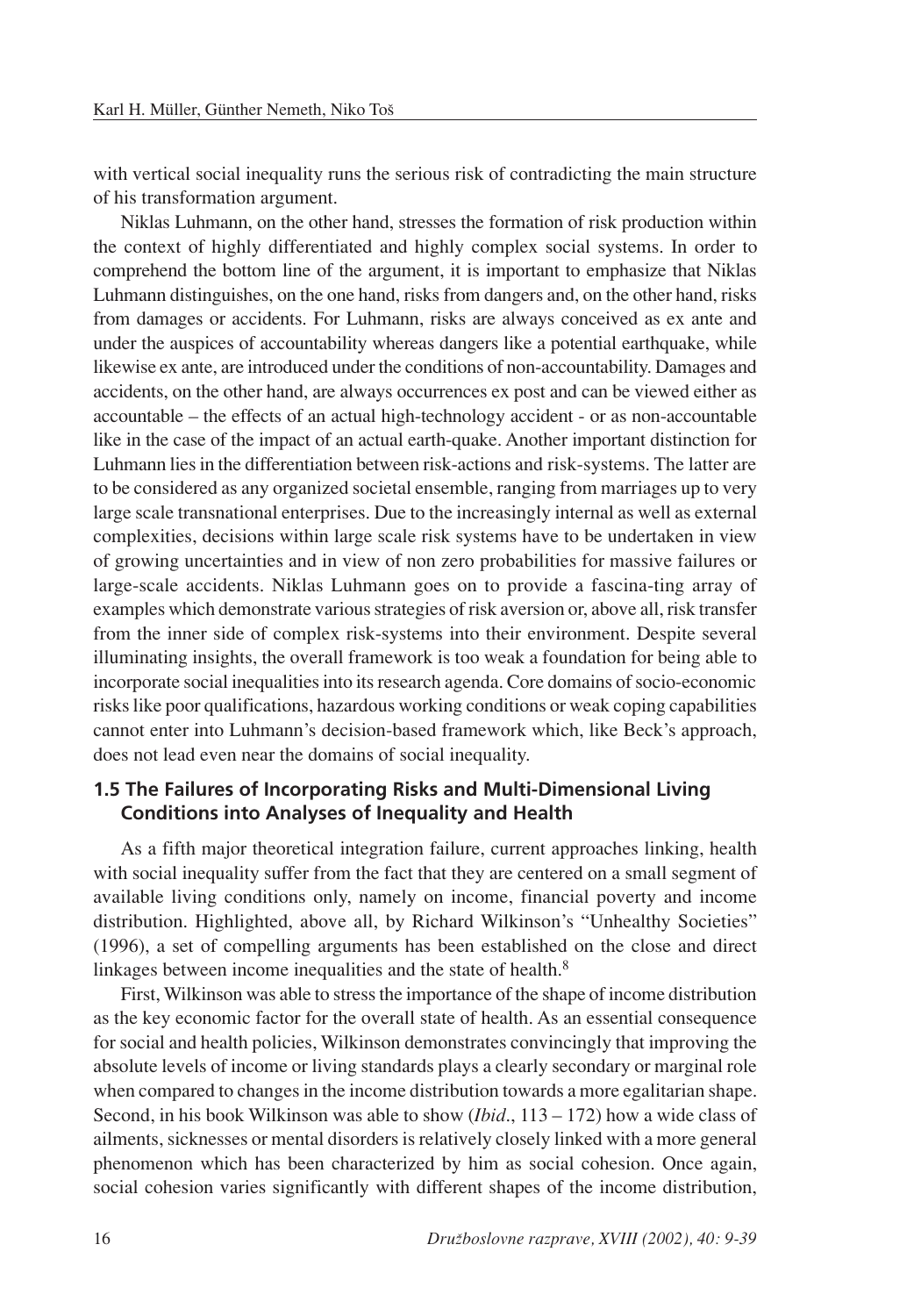with vertical social inequality runs the serious risk of contradicting the main structure of his transformation argument.

Niklas Luhmann, on the other hand, stresses the formation of risk production within the context of highly differentiated and highly complex social systems. In order to comprehend the bottom line of the argument, it is important to emphasize that Niklas Luhmann distinguishes, on the one hand, risks from dangers and, on the other hand, risks from damages or accidents. For Luhmann, risks are always conceived as ex ante and under the auspices of accountability whereas dangers like a potential earthquake, while likewise ex ante, are introduced under the conditions of non-accountability. Damages and accidents, on the other hand, are always occurrences ex post and can be viewed either as accountable – the effects of an actual high-technology accident - or as non-accountable like in the case of the impact of an actual earth-quake. Another important distinction for Luhmann lies in the differentiation between risk-actions and risk-systems. The latter are to be considered as any organized societal ensemble, ranging from marriages up to very large scale transnational enterprises. Due to the increasingly internal as well as external complexities, decisions within large scale risk systems have to be undertaken in view of growing uncertainties and in view of non zero probabilities for massive failures or large-scale accidents. Niklas Luhmann goes on to provide a fascina-ting array of examples which demonstrate various strategies of risk aversion or, above all, risk transfer from the inner side of complex risk-systems into their environment. Despite several illuminating insights, the overall framework is too weak a foundation for being able to incorporate social inequalities into its research agenda. Core domains of socio-economic risks like poor qualifications, hazardous working conditions or weak coping capabilities cannot enter into Luhmann's decision-based framework which, like Beck's approach, does not lead even near the domains of social inequality.

### 1.5 The Failures of Incorporating Risks and Multi-Dimensional Living Conditions into Analyses of Inequality and Health

As a fifth major theoretical integration failure, current approaches linking, health with social inequality suffer from the fact that they are centered on a small segment of available living conditions only, namely on income, financial poverty and income distribution. Highlighted, above all, by Richard Wilkinson's "Unhealthy Societies" (1996), a set of compelling arguments has been established on the close and direct linkages between income inequalities and the state of health.[8]

First, Wilkinson was able to stress the importance of the shape of income distribution as the key economic factor for the overall state of health. As an essential consequence for social and health policies, Wilkinson demonstrates convincingly that improving the absolute levels of income or living standards plays a clearly secondary or marginal role when compared to changes in the income distribution towards a more egalitarian shape. Second, in his book Wilkinson was able to show (*Ibid*., 113 – 172) how a wide class of ailments, sicknesses or mental disorders is relatively closely linked with a more general phenomenon which has been characterized by him as social cohesion. Once again, social cohesion varies significantly with different shapes of the income distribution,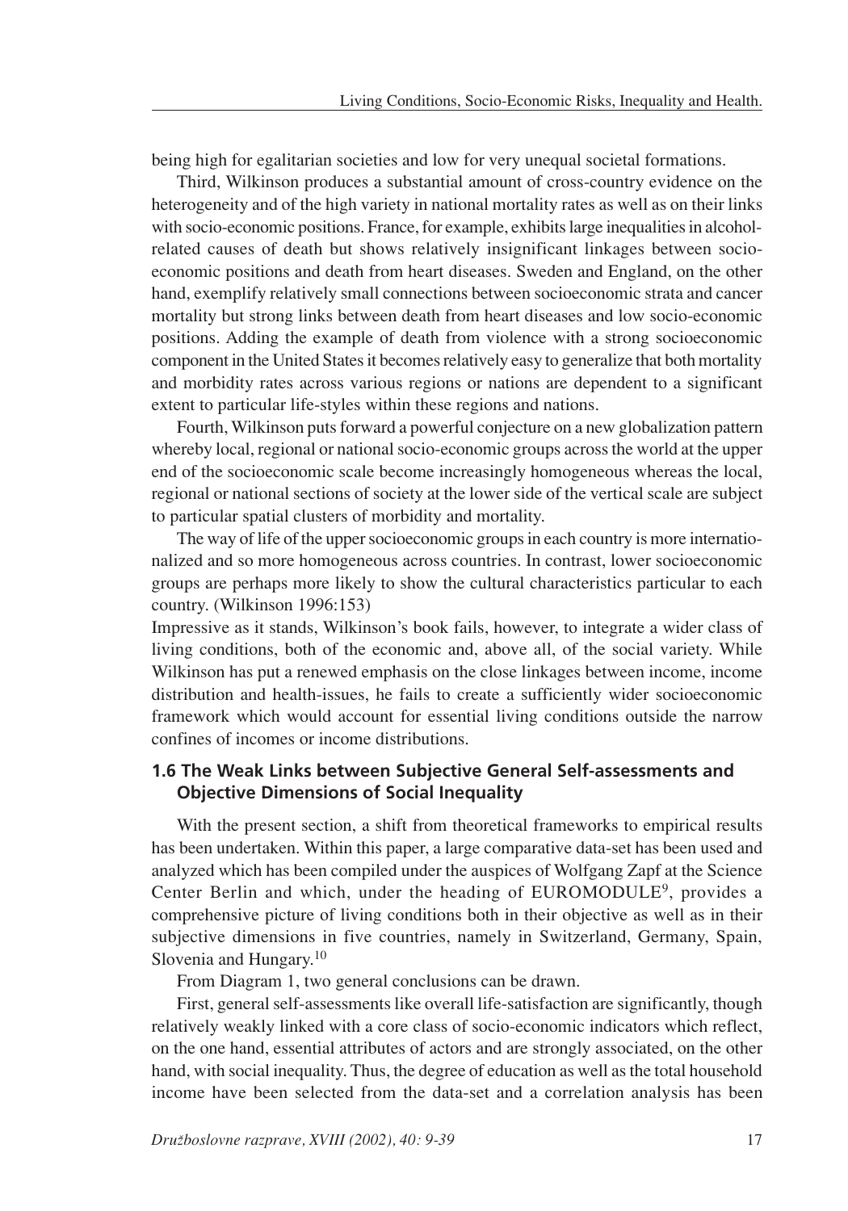being high for egalitarian societies and low for very unequal societal formations.

Third, Wilkinson produces a substantial amount of cross-country evidence on the heterogeneity and of the high variety in national mortality rates as well as on their links with socio-economic positions. France, for example, exhibits large inequalities in alcohol-related causes of death but shows relatively insignificant linkages between socio-economic positions and death from heart diseases. Sweden and England, on the other hand, exemplify relatively small connections between socioeconomic strata and cancer mortality but strong links between death from heart diseases and low socio-economic positions. Adding the example of death from violence with a strong socioeconomic component in the United States it becomes relatively easy to generalize that both mortality and morbidity rates across various regions or nations are dependent to a significant extent to particular life-styles within these regions and nations.

Fourth, Wilkinson puts forward a powerful conjecture on a new globalization pattern whereby local, regional or national socio-economic groups across the world at the upper end of the socioeconomic scale become increasingly homogeneous whereas the local, regional or national sections of society at the lower side of the vertical scale are subject to particular spatial clusters of morbidity and mortality.

The way of life of the upper socioeconomic groups in each country is more internationalized and so more homogeneous across countries. In contrast, lower socioeconomic groups are perhaps more likely to show the cultural characteristics particular to each country. (Wilkinson 1996:153)

Impressive as it stands, Wilkinson's book fails, however, to integrate a wider class of living conditions, both of the economic and, above all, of the social variety. While Wilkinson has put a renewed emphasis on the close linkages between income, income distribution and health-issues, he fails to create a sufficiently wider socioeconomic framework which would account for essential living conditions outside the narrow confines of incomes or income distributions.

### 1.6 The Weak Links between Subjective General Self-assessments and Objective Dimensions of Social Inequality

With the present section, a shift from theoretical frameworks to empirical results has been undertaken. Within this paper, a large comparative data-set has been used and analyzed which has been compiled under the auspices of Wolfgang Zapf at the Science Center Berlin and which, under the heading of EUROMODULE[9], provides a comprehensive picture of living conditions both in their objective as well as in their subjective dimensions in five countries, namely in Switzerland, Germany, Spain, Slovenia and Hungary.[10]

From Diagram 1, two general conclusions can be drawn.

First, general self-assessments like overall life-satisfaction are significantly, though relatively weakly linked with a core class of socio-economic indicators which reflect, on the one hand, essential attributes of actors and are strongly associated, on the other hand, with social inequality. Thus, the degree of education as well as the total household income have been selected from the data-set and a correlation analysis has been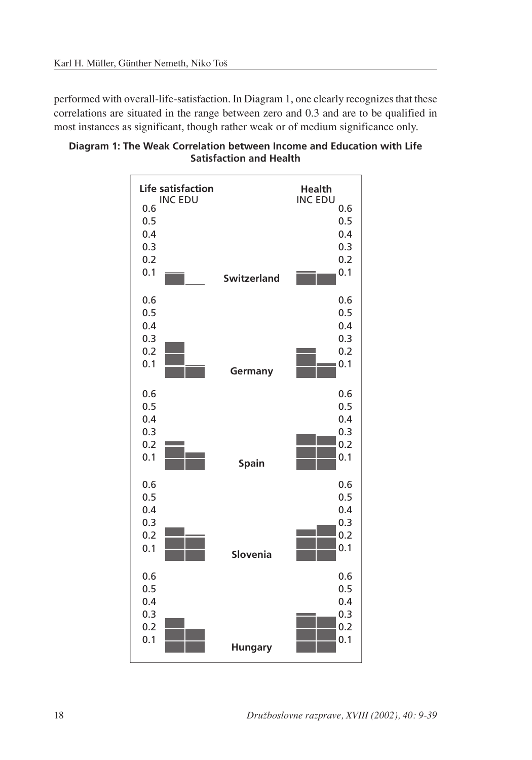performed with overall-life-satisfaction. In Diagram 1, one clearly recognizes that these correlations are situated in the range between zero and 0.3 and are to be qualified in most instances as significant, though rather weak or of medium significance only.

**Diagram 1: The Weak Correlation between Income and Education with Life Satisfaction and Health**

Life satisfaction
INC EDU

Health
INC EDU

0.6
0.5
0.4
0.3
0.2
0.1

Switzerland

0.6
0.5
0.4
0.3
0.2
0.1

Germany

0.6
0.5
0.4
0.3
0.2
0.1

Spain

0.6
0.5
0.4
0.3
0.2
0.1

Slovenia

0.6
0.5
0.4
0.3
0.2
0.1

Hungary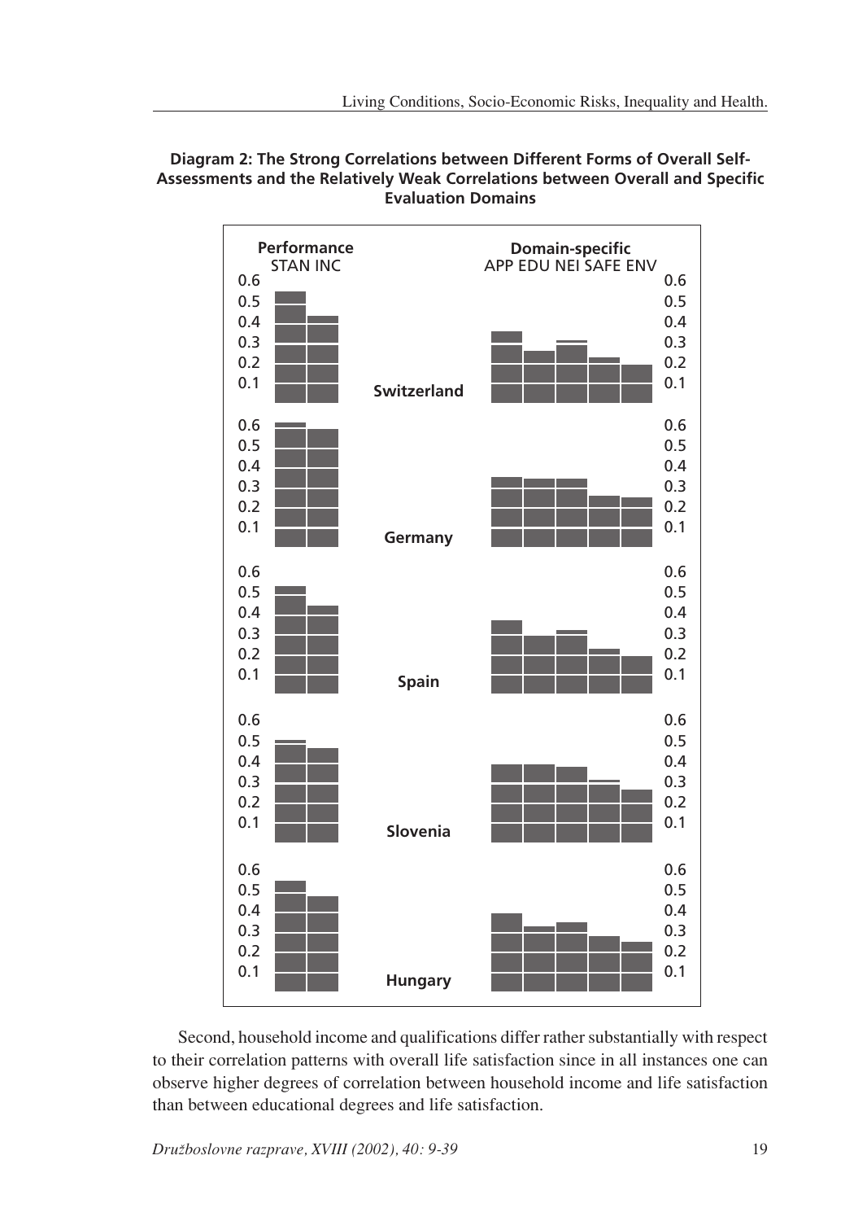**Diagram 2: The Strong Correlations between Different Forms of Overall Self-Assessments and the Relatively Weak Correlations between Overall and Specific Evaluation Domains**

Performance
STAN INC

Domain-specific
APP EDU NEI SAFE ENV

0.6
0.5
0.4
0.3
0.2
0.1

Switzerland

Germany

Spain

Slovenia

Hungary

Second, household income and qualifications differ rather substantially with respect to their correlation patterns with overall life satisfaction since in all instances one can observe higher degrees of correlation between household income and life satisfaction than between educational degrees and life satisfaction.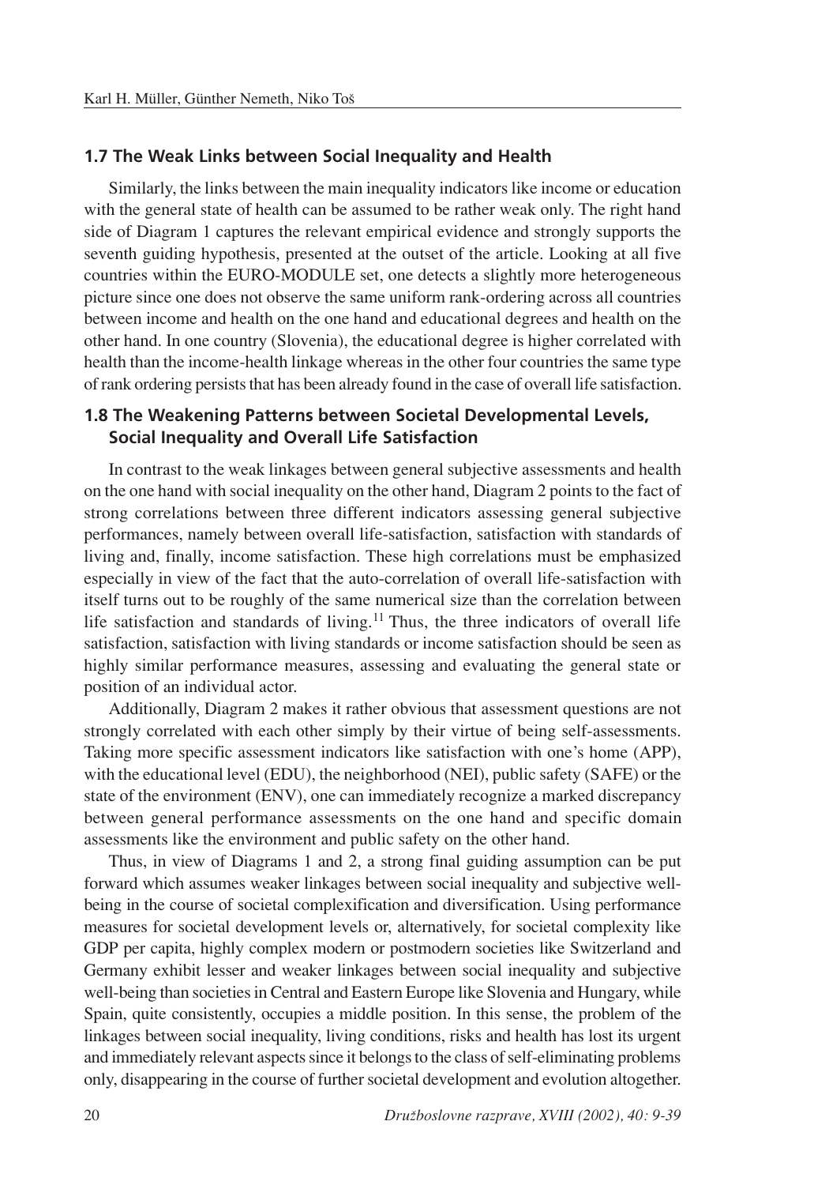### 1.7 The Weak Links between Social Inequality and Health

Similarly, the links between the main inequality indicators like income or education with the general state of health can be assumed to be rather weak only. The right hand side of Diagram 1 captures the relevant empirical evidence and strongly supports the seventh guiding hypothesis, presented at the outset of the article. Looking at all five countries within the EURO-MODULE set, one detects a slightly more heterogeneous picture since one does not observe the same uniform rank-ordering across all countries between income and health on the one hand and educational degrees and health on the other hand. In one country (Slovenia), the educational degree is higher correlated with health than the income-health linkage whereas in the other four countries the same type of rank ordering persists that has been already found in the case of overall life satisfaction.

### 1.8 The Weakening Patterns between Societal Developmental Levels, Social Inequality and Overall Life Satisfaction

In contrast to the weak linkages between general subjective assessments and health on the one hand with social inequality on the other hand, Diagram 2 points to the fact of strong correlations between three different indicators assessing general subjective performances, namely between overall life-satisfaction, satisfaction with standards of living and, finally, income satisfaction. These high correlations must be emphasized especially in view of the fact that the auto-correlation of overall life-satisfaction with itself turns out to be roughly of the same numerical size than the correlation between life satisfaction and standards of living.[11] Thus, the three indicators of overall life satisfaction, satisfaction with living standards or income satisfaction should be seen as highly similar performance measures, assessing and evaluating the general state or position of an individual actor.

Additionally, Diagram 2 makes it rather obvious that assessment questions are not strongly correlated with each other simply by their virtue of being self-assessments. Taking more specific assessment indicators like satisfaction with one's home (APP), with the educational level (EDU), the neighborhood (NEI), public safety (SAFE) or the state of the environment (ENV), one can immediately recognize a marked discrepancy between general performance assessments on the one hand and specific domain assessments like the environment and public safety on the other hand.

Thus, in view of Diagrams 1 and 2, a strong final guiding assumption can be put forward which assumes weaker linkages between social inequality and subjective well-being in the course of societal complexification and diversification. Using performance measures for societal development levels or, alternatively, for societal complexity like GDP per capita, highly complex modern or postmodern societies like Switzerland and Germany exhibit lesser and weaker linkages between social inequality and subjective well-being than societies in Central and Eastern Europe like Slovenia and Hungary, while Spain, quite consistently, occupies a middle position. In this sense, the problem of the linkages between social inequality, living conditions, risks and health has lost its urgent and immediately relevant aspects since it belongs to the class of self-eliminating problems only, disappearing in the course of further societal development and evolution altogether.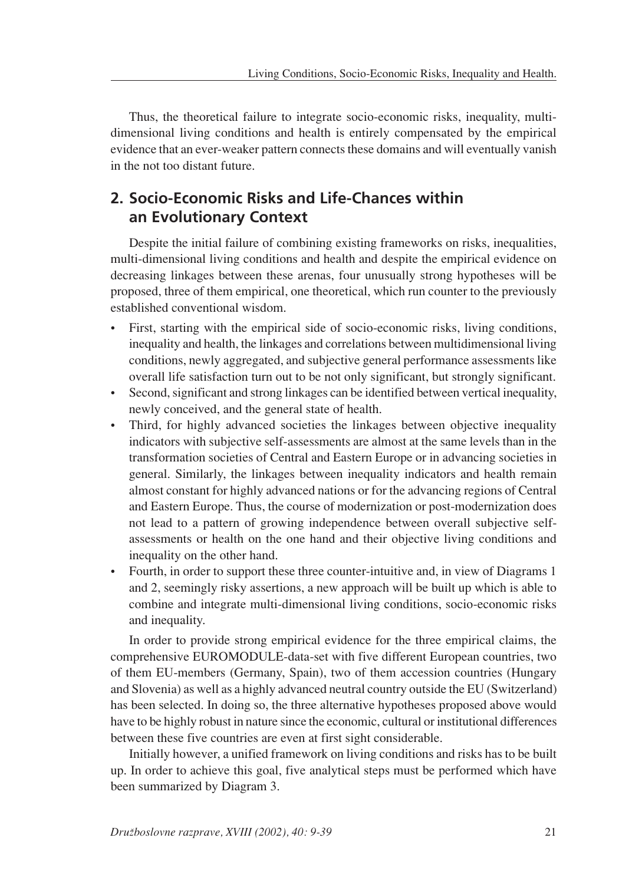Thus, the theoretical failure to integrate socio-economic risks, inequality, multi-dimensional living conditions and health is entirely compensated by the empirical evidence that an ever-weaker pattern connects these domains and will eventually vanish in the not too distant future.

## 2. Socio-Economic Risks and Life-Chances within an Evolutionary Context

Despite the initial failure of combining existing frameworks on risks, inequalities, multi-dimensional living conditions and health and despite the empirical evidence on decreasing linkages between these arenas, four unusually strong hypotheses will be proposed, three of them empirical, one theoretical, which run counter to the previously established conventional wisdom.

- First, starting with the empirical side of socio-economic risks, living conditions, inequality and health, the linkages and correlations between multidimensional living conditions, newly aggregated, and subjective general performance assessments like overall life satisfaction turn out to be not only significant, but strongly significant.
- Second, significant and strong linkages can be identified between vertical inequality, newly conceived, and the general state of health.
- Third, for highly advanced societies the linkages between objective inequality indicators with subjective self-assessments are almost at the same levels than in the transformation societies of Central and Eastern Europe or in advancing societies in general. Similarly, the linkages between inequality indicators and health remain almost constant for highly advanced nations or for the advancing regions of Central and Eastern Europe. Thus, the course of modernization or post-modernization does not lead to a pattern of growing independence between overall subjective self-assessments or health on the one hand and their objective living conditions and inequality on the other hand.
- Fourth, in order to support these three counter-intuitive and, in view of Diagrams 1 and 2, seemingly risky assertions, a new approach will be built up which is able to combine and integrate multi-dimensional living conditions, socio-economic risks and inequality.

In order to provide strong empirical evidence for the three empirical claims, the comprehensive EUROMODULE-data-set with five different European countries, two of them EU-members (Germany, Spain), two of them accession countries (Hungary and Slovenia) as well as a highly advanced neutral country outside the EU (Switzerland) has been selected. In doing so, the three alternative hypotheses proposed above would have to be highly robust in nature since the economic, cultural or institutional differences between these five countries are even at first sight considerable.

Initially however, a unified framework on living conditions and risks has to be built up. In order to achieve this goal, five analytical steps must be performed which have been summarized by Diagram 3.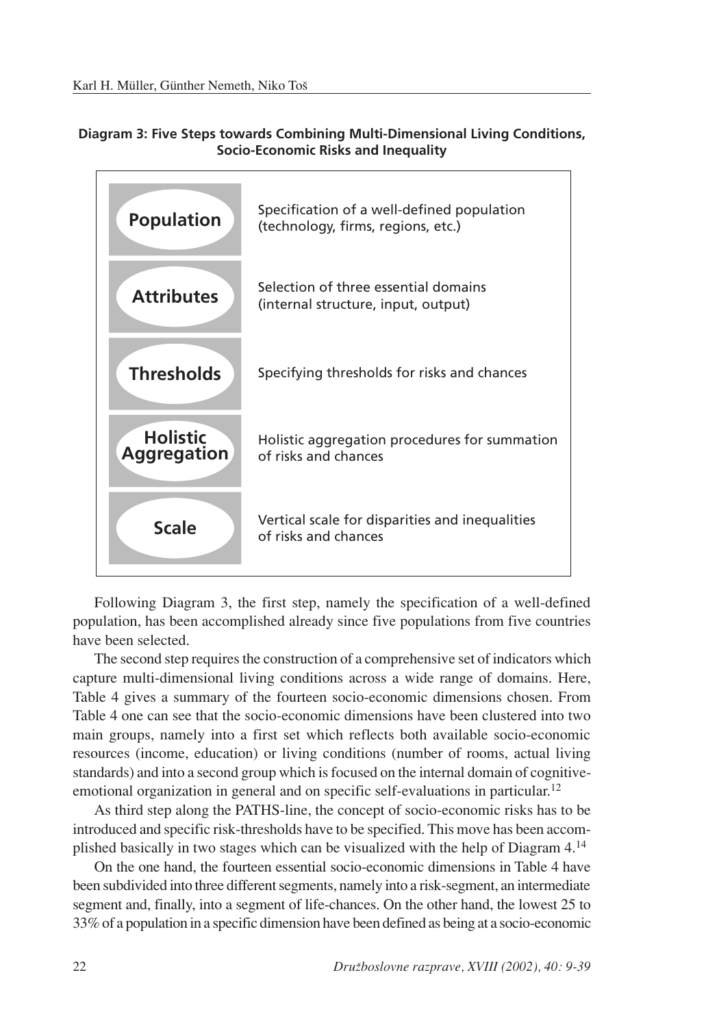**Diagram 3: Five Steps towards Combining Multi-Dimensional Living Conditions, Socio-Economic Risks and Inequality**

Population — Specification of a well-defined population (technology, firms, regions, etc.)

Attributes — Selection of three essential domains (internal structure, input, output)

Thresholds — Specifying thresholds for risks and chances

Holistic Aggregation — Holistic aggregation procedures for summation of risks and chances

Scale — Vertical scale for disparities and inequalities of risks and chances

Following Diagram 3, the first step, namely the specification of a well-defined population, has been accomplished already since five populations from five countries have been selected.

The second step requires the construction of a comprehensive set of indicators which capture multi-dimensional living conditions across a wide range of domains. Here, Table 4 gives a summary of the fourteen socio-economic dimensions chosen. From Table 4 one can see that the socio-economic dimensions have been clustered into two main groups, namely into a first set which reflects both available socio-economic resources (income, education) or living conditions (number of rooms, actual living standards) and into a second group which is focused on the internal domain of cognitive-emotional organization in general and on specific self-evaluations in particular.[12]

As third step along the PATHS-line, the concept of socio-economic risks has to be introduced and specific risk-thresholds have to be specified. This move has been accomplished basically in two stages which can be visualized with the help of Diagram 4.[14]

On the one hand, the fourteen essential socio-economic dimensions in Table 4 have been subdivided into three different segments, namely into a risk-segment, an intermediate segment and, finally, into a segment of life-chances. On the other hand, the lowest 25 to 33% of a population in a specific dimension have been defined as being at a socio-economic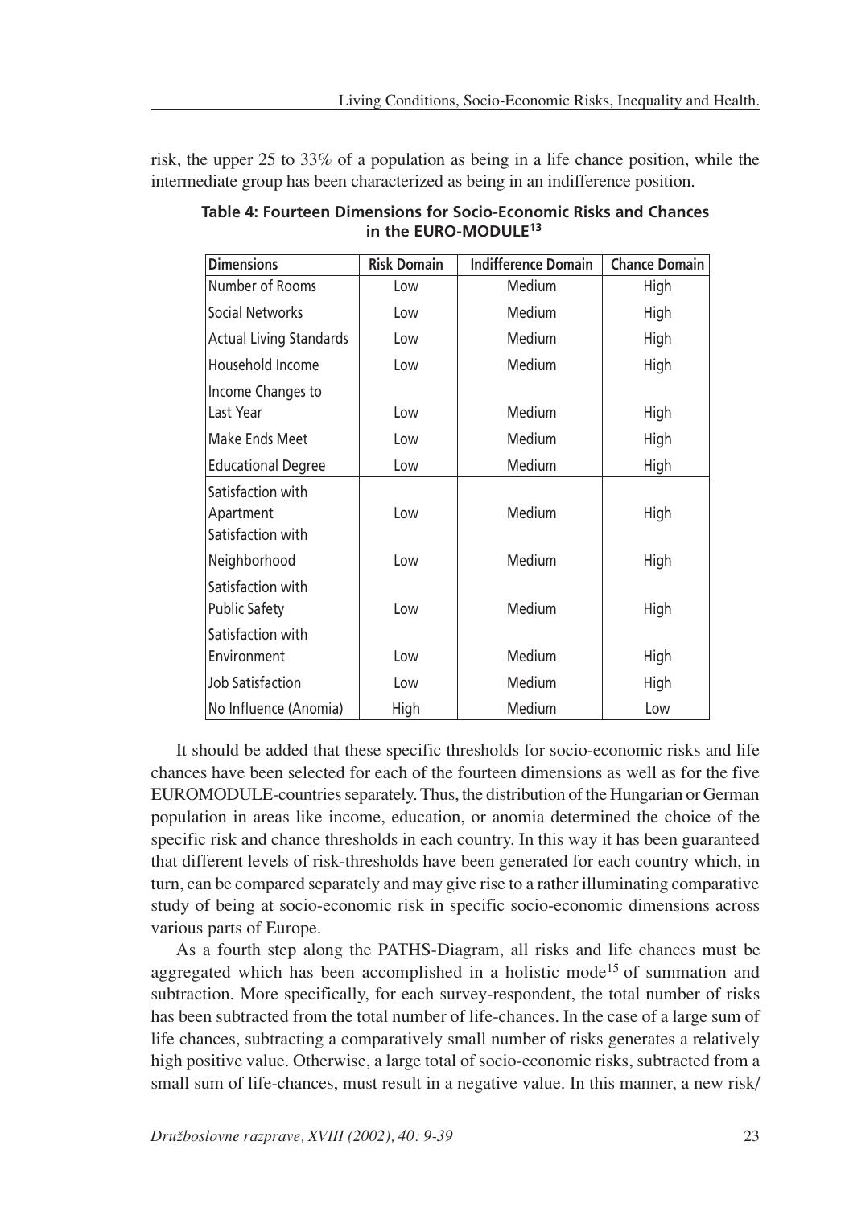risk, the upper 25 to 33% of a population as being in a life chance position, while the intermediate group has been characterized as being in an indifference position.

**Table 4: Fourteen Dimensions for Socio-Economic Risks and Chances in the EURO-MODULE[13]**

| Dimensions | Risk Domain | Indifference Domain | Chance Domain |
|---|---|---|---|
| Number of Rooms | Low | Medium | High |
| Social Networks | Low | Medium | High |
| Actual Living Standards | Low | Medium | High |
| Household Income | Low | Medium | High |
| Income Changes to Last Year | Low | Medium | High |
| Make Ends Meet | Low | Medium | High |
| Educational Degree | Low | Medium | High |
| Satisfaction with Apartment | Low | Medium | High |
| Satisfaction with Neighborhood | Low | Medium | High |
| Satisfaction with Public Safety | Low | Medium | High |
| Satisfaction with Environment | Low | Medium | High |
| Job Satisfaction | Low | Medium | High |
| No Influence (Anomia) | High | Medium | Low |

It should be added that these specific thresholds for socio-economic risks and life chances have been selected for each of the fourteen dimensions as well as for the five EUROMODULE-countries separately. Thus, the distribution of the Hungarian or German population in areas like income, education, or anomia determined the choice of the specific risk and chance thresholds in each country. In this way it has been guaranteed that different levels of risk-thresholds have been generated for each country which, in turn, can be compared separately and may give rise to a rather illuminating comparative study of being at socio-economic risk in specific socio-economic dimensions across various parts of Europe.

As a fourth step along the PATHS-Diagram, all risks and life chances must be aggregated which has been accomplished in a holistic mode[15] of summation and subtraction. More specifically, for each survey-respondent, the total number of risks has been subtracted from the total number of life-chances. In the case of a large sum of life chances, subtracting a comparatively small number of risks generates a relatively high positive value. Otherwise, a large total of socio-economic risks, subtracted from a small sum of life-chances, must result in a negative value. In this manner, a new risk/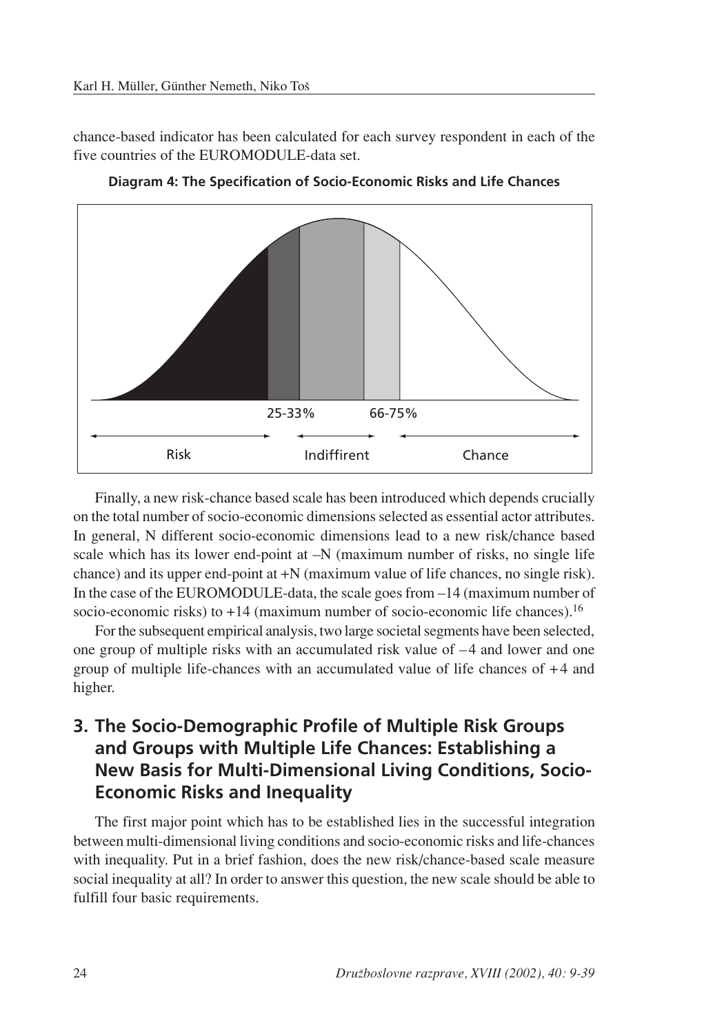chance-based indicator has been calculated for each survey respondent in each of the five countries of the EUROMODULE-data set.

**Diagram 4: The Specification of Socio-Economic Risks and Life Chances**

25-33%

66-75%

Risk

Indiffirent

Chance

Finally, a new risk-chance based scale has been introduced which depends crucially on the total number of socio-economic dimensions selected as essential actor attributes. In general, N different socio-economic dimensions lead to a new risk/chance based scale which has its lower end-point at –N (maximum number of risks, no single life chance) and its upper end-point at +N (maximum value of life chances, no single risk). In the case of the EUROMODULE-data, the scale goes from –14 (maximum number of socio-economic risks) to +14 (maximum number of socio-economic life chances).[16]

For the subsequent empirical analysis, two large societal segments have been selected, one group of multiple risks with an accumulated risk value of –4 and lower and one group of multiple life-chances with an accumulated value of life chances of +4 and higher.

## 3. The Socio-Demographic Profile of Multiple Risk Groups and Groups with Multiple Life Chances: Establishing a New Basis for Multi-Dimensional Living Conditions, Socio-Economic Risks and Inequality

The first major point which has to be established lies in the successful integration between multi-dimensional living conditions and socio-economic risks and life-chances with inequality. Put in a brief fashion, does the new risk/chance-based scale measure social inequality at all? In order to answer this question, the new scale should be able to fulfill four basic requirements.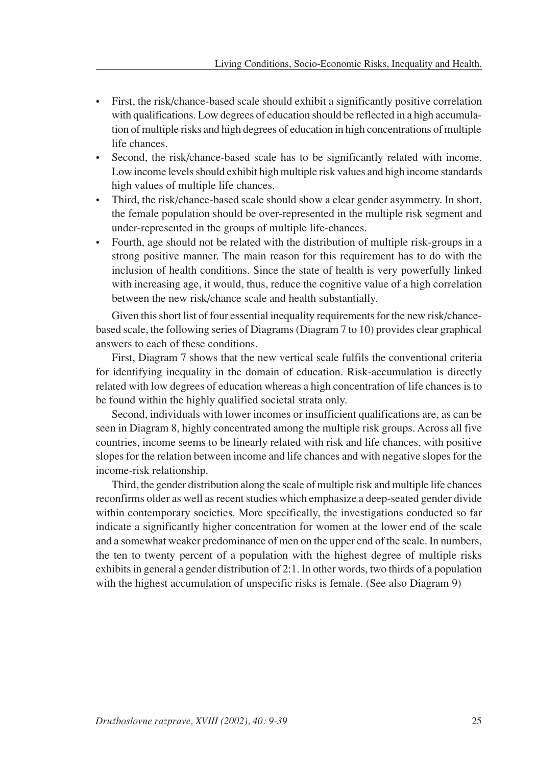- First, the risk/chance-based scale should exhibit a significantly positive correlation with qualifications. Low degrees of education should be reflected in a high accumulation of multiple risks and high degrees of education in high concentrations of multiple life chances.
- Second, the risk/chance-based scale has to be significantly related with income. Low income levels should exhibit high multiple risk values and high income standards high values of multiple life chances.
- Third, the risk/chance-based scale should show a clear gender asymmetry. In short, the female population should be over-represented in the multiple risk segment and under-represented in the groups of multiple life-chances.
- Fourth, age should not be related with the distribution of multiple risk-groups in a strong positive manner. The main reason for this requirement has to do with the inclusion of health conditions. Since the state of health is very powerfully linked with increasing age, it would, thus, reduce the cognitive value of a high correlation between the new risk/chance scale and health substantially.

Given this short list of four essential inequality requirements for the new risk/chance-based scale, the following series of Diagrams (Diagram 7 to 10) provides clear graphical answers to each of these conditions.

First, Diagram 7 shows that the new vertical scale fulfils the conventional criteria for identifying inequality in the domain of education. Risk-accumulation is directly related with low degrees of education whereas a high concentration of life chances is to be found within the highly qualified societal strata only.

Second, individuals with lower incomes or insufficient qualifications are, as can be seen in Diagram 8, highly concentrated among the multiple risk groups. Across all five countries, income seems to be linearly related with risk and life chances, with positive slopes for the relation between income and life chances and with negative slopes for the income-risk relationship.

Third, the gender distribution along the scale of multiple risk and multiple life chances reconfirms older as well as recent studies which emphasize a deep-seated gender divide within contemporary societies. More specifically, the investigations conducted so far indicate a significantly higher concentration for women at the lower end of the scale and a somewhat weaker predominance of men on the upper end of the scale. In numbers, the ten to twenty percent of a population with the highest degree of multiple risks exhibits in general a gender distribution of 2:1. In other words, two thirds of a population with the highest accumulation of unspecific risks is female. (See also Diagram 9)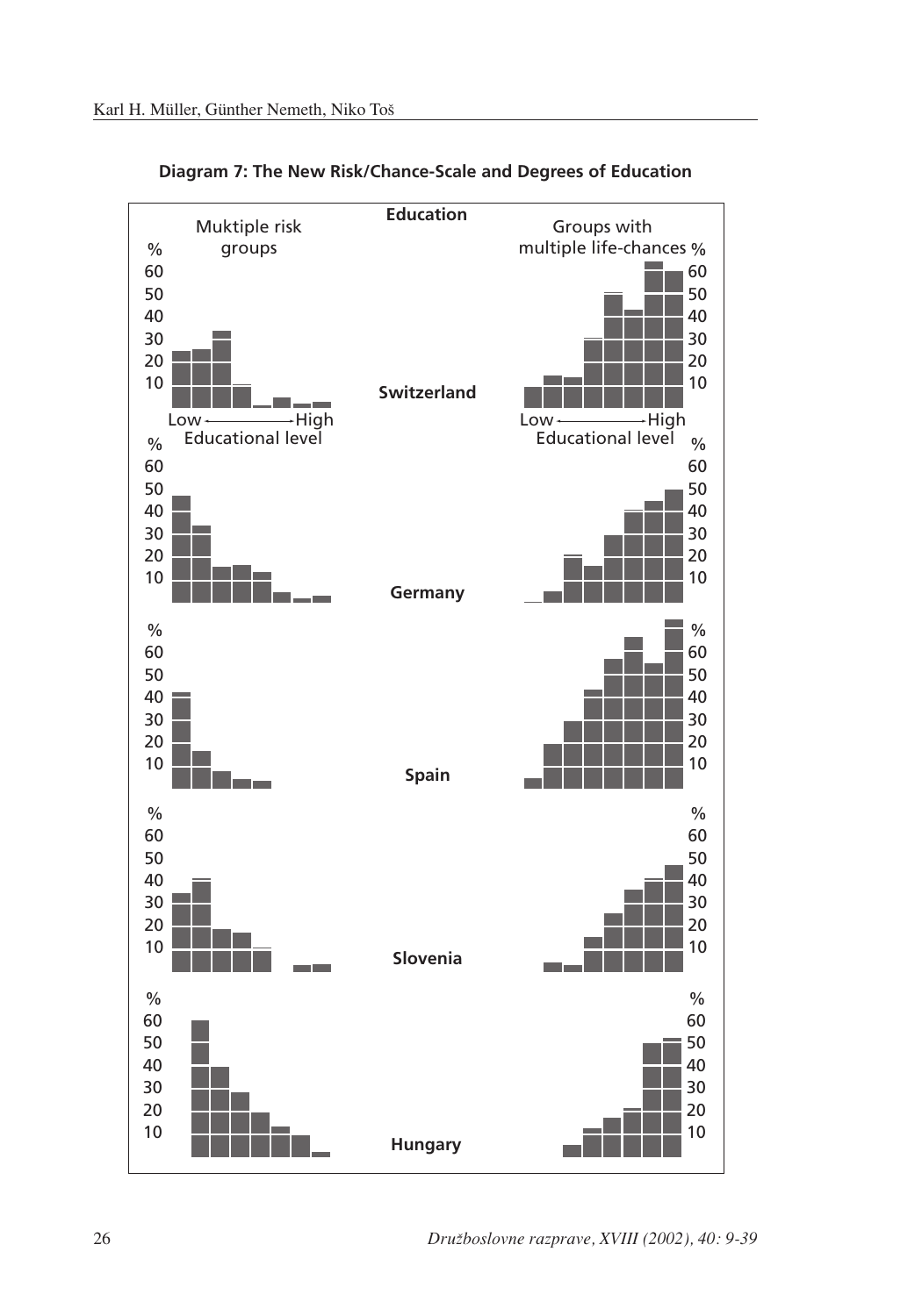**Diagram 7: The New Risk/Chance-Scale and Degrees of Education**

Education

Muktiple risk groups

Groups with multiple life-chances

%

60
50
40
30
20
10

Switzerland

Low ——— High
Educational level

Low ——— High
Educational level

Germany

Spain

Slovenia

Hungary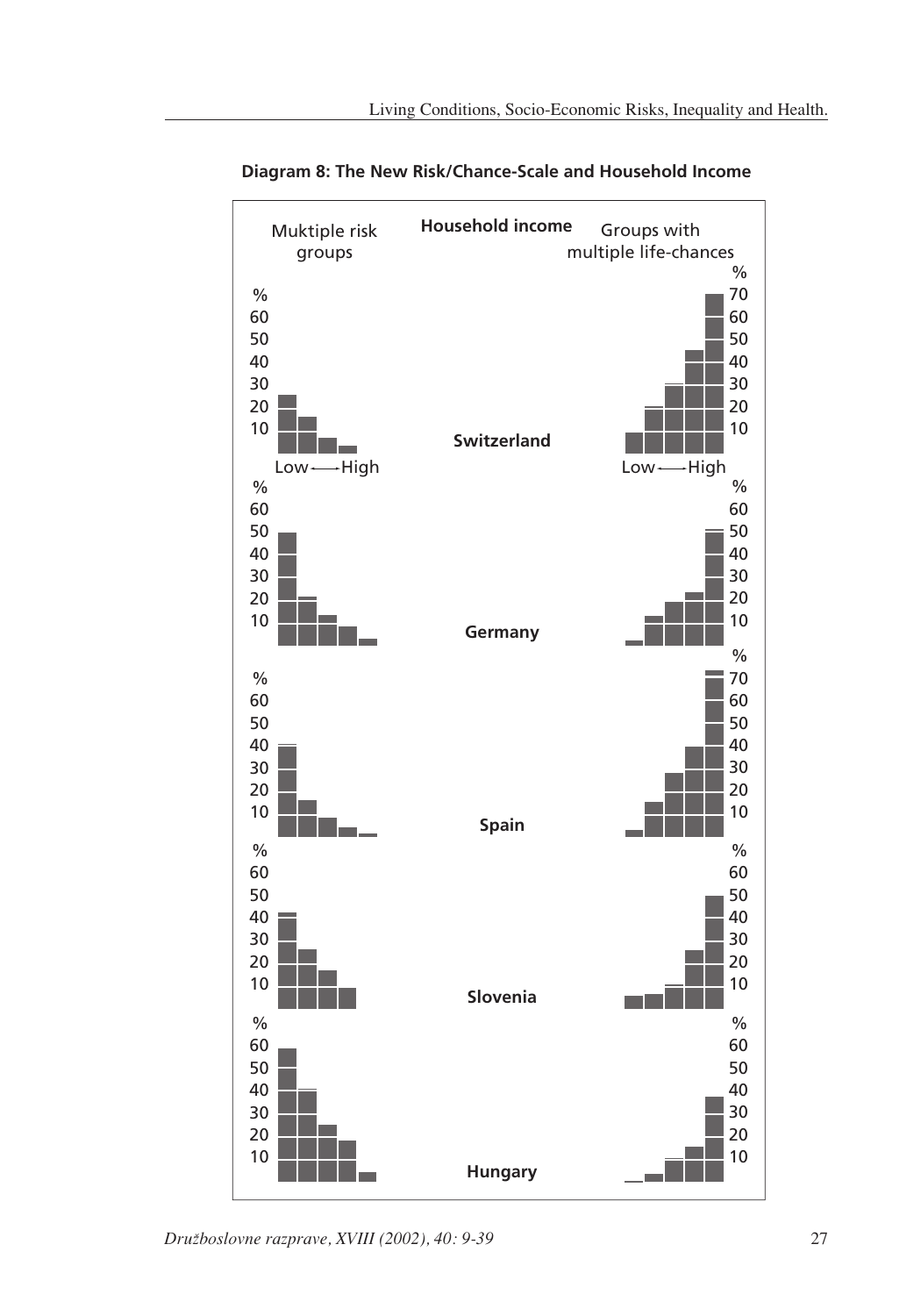**Diagram 8: The New Risk/Chance-Scale and Household Income**

Muktiple risk groups

**Household income**

Groups with multiple life-chances

%
60
50
40
30
20
10

%
70
60
50
40
30
20
10

**Switzerland**

Low ⟷ High

Low ⟷ High

%
60
50
40
30
20
10

%
60
50
40
30
20
10

**Germany**

%
60
50
40
30
20
10

%
70
60
50
40
30
20
10

**Spain**

%
60
50
40
30
20
10

%
60
50
40
30
20
10

**Slovenia**

%
60
50
40
30
20
10

%
60
50
40
30
20
10

**Hungary**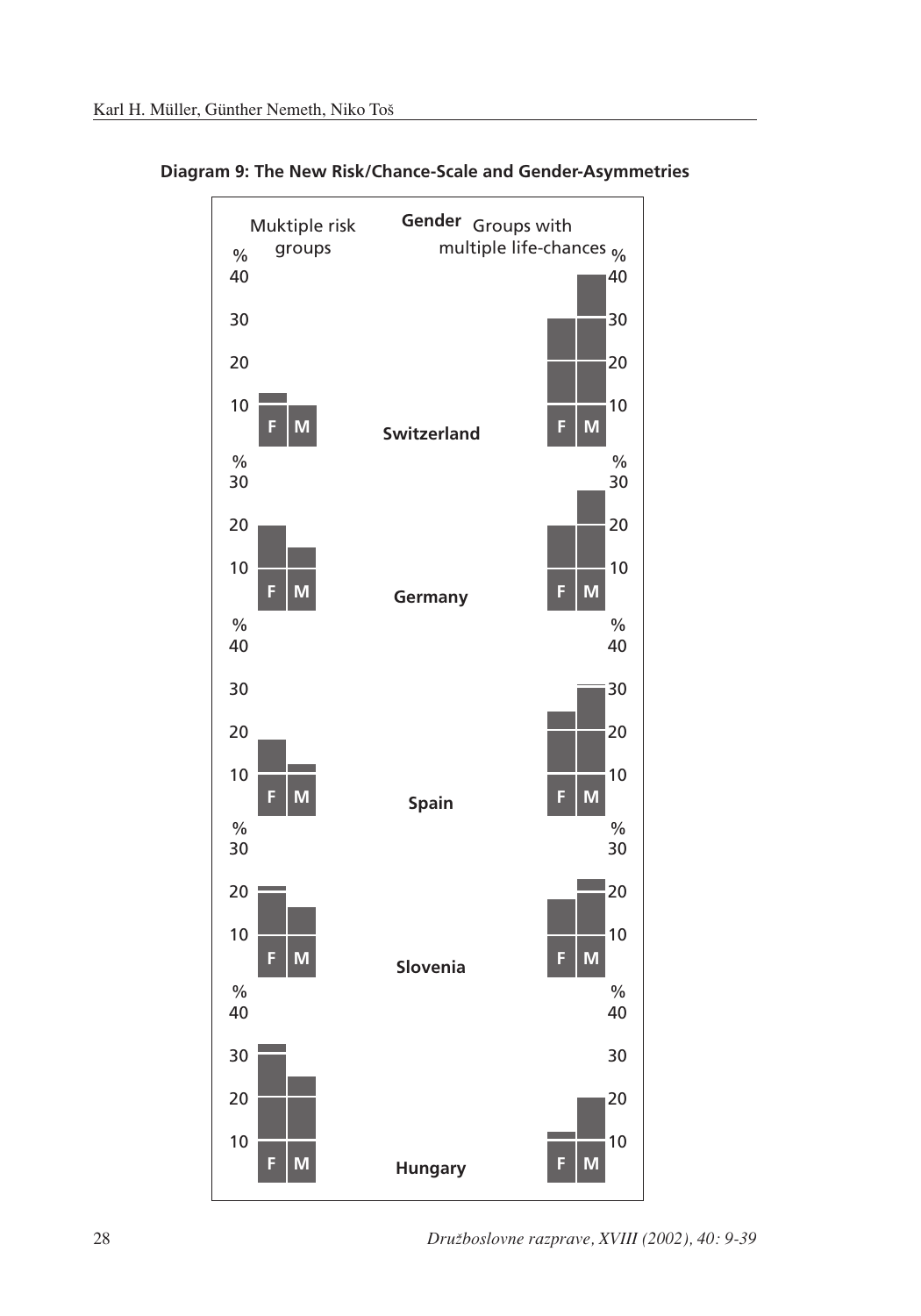**Diagram 9: The New Risk/Chance-Scale and Gender-Asymmetries**

Muktiple risk groups

Gender

Groups with multiple life-chances

%
40
30
20
10

F M

Switzerland

F M

%
40
30
20
10

%
30
20
10

F M

Germany

F M

%
30
20
10

%
40
30
20
10

F M

Spain

F M

%
40
30
20
10

%
30
20
10

F M

Slovenia

F M

%
30
20
10

%
40
30
20
10

F M

Hungary

F M

%
40
30
20
10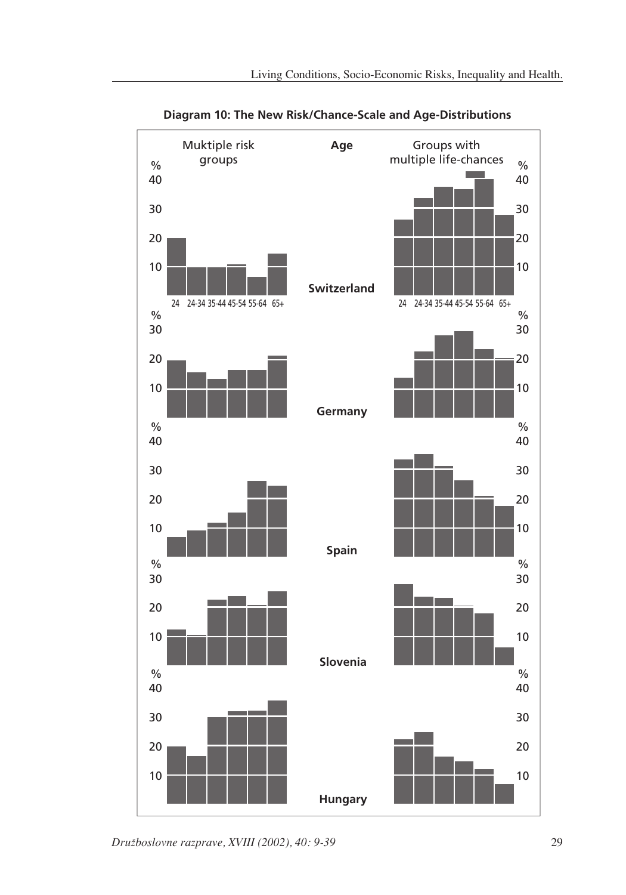**Diagram 10: The New Risk/Chance-Scale and Age-Distributions**

Muktiple risk groups

Age

Groups with multiple life-chances

%

40

30

20

10

Switzerland

24 24-34 35-44 45-54 55-64 65+

%

30

20

10

Germany

%

40

30

20

10

Spain

%

30

20

10

Slovenia

%

40

30

20

10

Hungary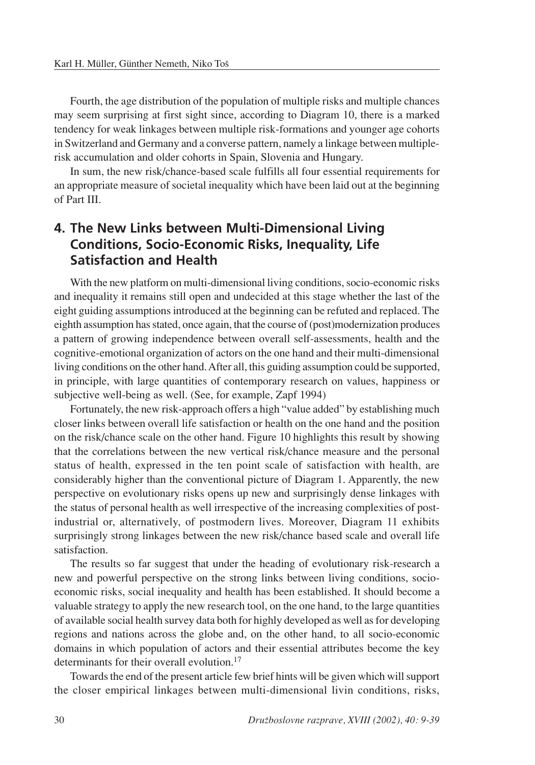Fourth, the age distribution of the population of multiple risks and multiple chances may seem surprising at first sight since, according to Diagram 10, there is a marked tendency for weak linkages between multiple risk-formations and younger age cohorts in Switzerland and Germany and a converse pattern, namely a linkage between multiple-risk accumulation and older cohorts in Spain, Slovenia and Hungary.

In sum, the new risk/chance-based scale fulfills all four essential requirements for an appropriate measure of societal inequality which have been laid out at the beginning of Part III.

## 4. The New Links between Multi-Dimensional Living Conditions, Socio-Economic Risks, Inequality, Life Satisfaction and Health

With the new platform on multi-dimensional living conditions, socio-economic risks and inequality it remains still open and undecided at this stage whether the last of the eight guiding assumptions introduced at the beginning can be refuted and replaced. The eighth assumption has stated, once again, that the course of (post)modernization produces a pattern of growing independence between overall self-assessments, health and the cognitive-emotional organization of actors on the one hand and their multi-dimensional living conditions on the other hand. After all, this guiding assumption could be supported, in principle, with large quantities of contemporary research on values, happiness or subjective well-being as well. (See, for example, Zapf 1994)

Fortunately, the new risk-approach offers a high "value added" by establishing much closer links between overall life satisfaction or health on the one hand and the position on the risk/chance scale on the other hand. Figure 10 highlights this result by showing that the correlations between the new vertical risk/chance measure and the personal status of health, expressed in the ten point scale of satisfaction with health, are considerably higher than the conventional picture of Diagram 1. Apparently, the new perspective on evolutionary risks opens up new and surprisingly dense linkages with the status of personal health as well irrespective of the increasing complexities of post-industrial or, alternatively, of postmodern lives. Moreover, Diagram 11 exhibits surprisingly strong linkages between the new risk/chance based scale and overall life satisfaction.

The results so far suggest that under the heading of evolutionary risk-research a new and powerful perspective on the strong links between living conditions, socio-economic risks, social inequality and health has been established. It should become a valuable strategy to apply the new research tool, on the one hand, to the large quantities of available social health survey data both for highly developed as well as for developing regions and nations across the globe and, on the other hand, to all socio-economic domains in which population of actors and their essential attributes become the key determinants for their overall evolution.[17]

Towards the end of the present article few brief hints will be given which will support the closer empirical linkages between multi-dimensional livin conditions, risks,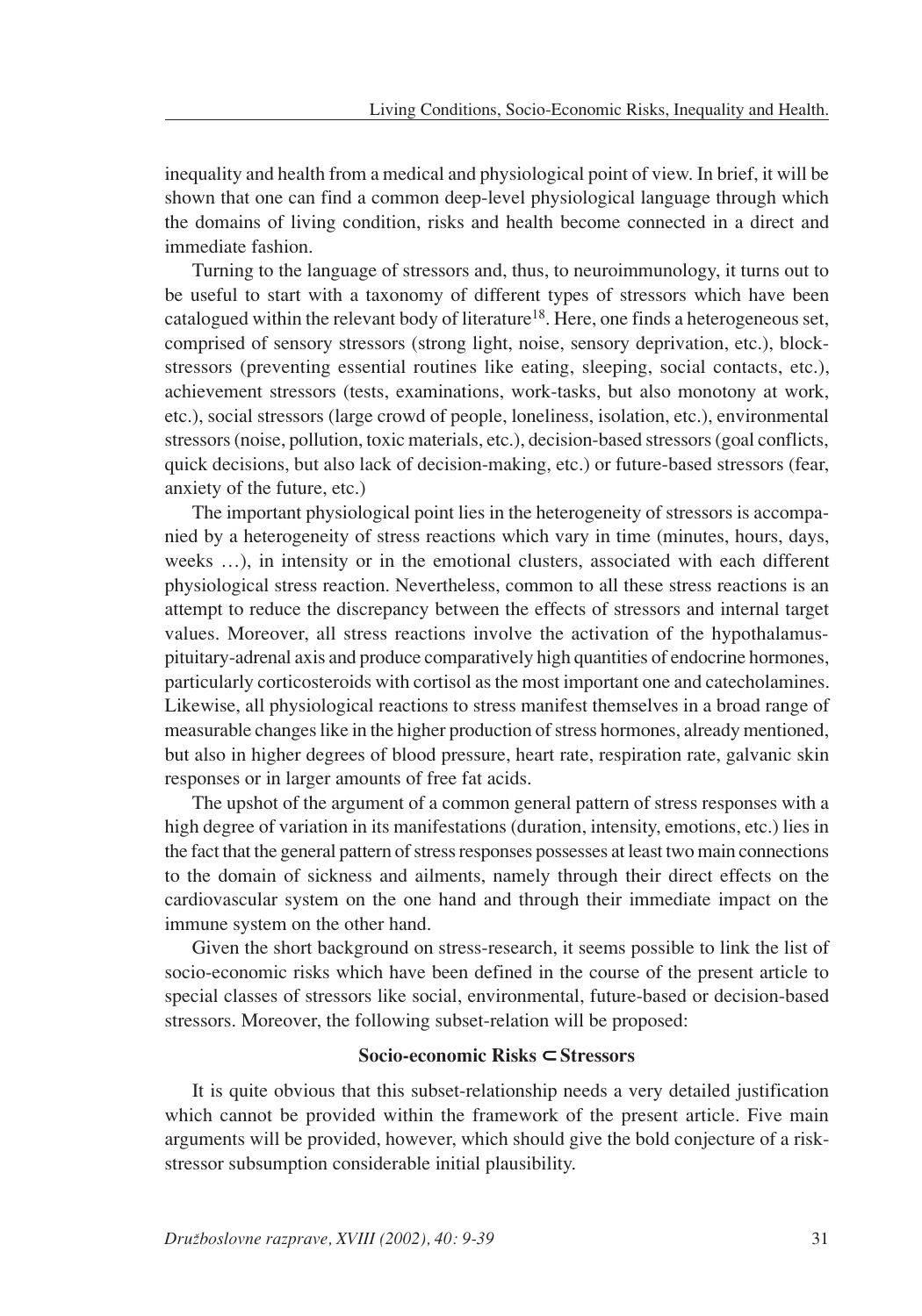inequality and health from a medical and physiological point of view. In brief, it will be shown that one can find a common deep-level physiological language through which the domains of living condition, risks and health become connected in a direct and immediate fashion.

Turning to the language of stressors and, thus, to neuroimmunology, it turns out to be useful to start with a taxonomy of different types of stressors which have been catalogued within the relevant body of literature[18]. Here, one finds a heterogeneous set, comprised of sensory stressors (strong light, noise, sensory deprivation, etc.), block-stressors (preventing essential routines like eating, sleeping, social contacts, etc.), achievement stressors (tests, examinations, work-tasks, but also monotony at work, etc.), social stressors (large crowd of people, loneliness, isolation, etc.), environmental stressors (noise, pollution, toxic materials, etc.), decision-based stressors (goal conflicts, quick decisions, but also lack of decision-making, etc.) or future-based stressors (fear, anxiety of the future, etc.)

The important physiological point lies in the heterogeneity of stressors is accompanied by a heterogeneity of stress reactions which vary in time (minutes, hours, days, weeks …), in intensity or in the emotional clusters, associated with each different physiological stress reaction. Nevertheless, common to all these stress reactions is an attempt to reduce the discrepancy between the effects of stressors and internal target values. Moreover, all stress reactions involve the activation of the hypothalamus-pituitary-adrenal axis and produce comparatively high quantities of endocrine hormones, particularly corticosteroids with cortisol as the most important one and catecholamines. Likewise, all physiological reactions to stress manifest themselves in a broad range of measurable changes like in the higher production of stress hormones, already mentioned, but also in higher degrees of blood pressure, heart rate, respiration rate, galvanic skin responses or in larger amounts of free fat acids.

The upshot of the argument of a common general pattern of stress responses with a high degree of variation in its manifestations (duration, intensity, emotions, etc.) lies in the fact that the general pattern of stress responses possesses at least two main connections to the domain of sickness and ailments, namely through their direct effects on the cardiovascular system on the one hand and through their immediate impact on the immune system on the other hand.

Given the short background on stress-research, it seems possible to link the list of socio-economic risks which have been defined in the course of the present article to special classes of stressors like social, environmental, future-based or decision-based stressors. Moreover, the following subset-relation will be proposed:

**Socio-economic Risks $\subset$ Stressors**

It is quite obvious that this subset-relationship needs a very detailed justification which cannot be provided within the framework of the present article. Five main arguments will be provided, however, which should give the bold conjecture of a risk-stressor subsumption considerable initial plausibility.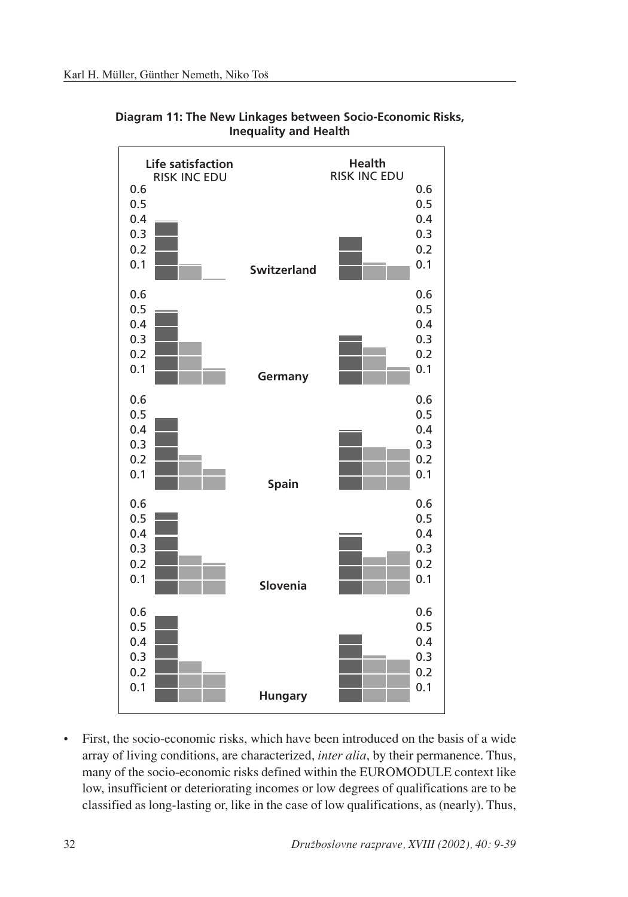**Diagram 11: The New Linkages between Socio-Economic Risks, Inequality and Health**

Life satisfaction
RISK INC EDU

Health
RISK INC EDU

0.6
0.5
0.4
0.3
0.2
0.1

Switzerland

Germany

Spain

Slovenia

Hungary

- First, the socio-economic risks, which have been introduced on the basis of a wide array of living conditions, are characterized, *inter alia*, by their permanence. Thus, many of the socio-economic risks defined within the EUROMODULE context like low, insufficient or deteriorating incomes or low degrees of qualifications are to be classified as long-lasting or, like in the case of low qualifications, as (nearly). Thus,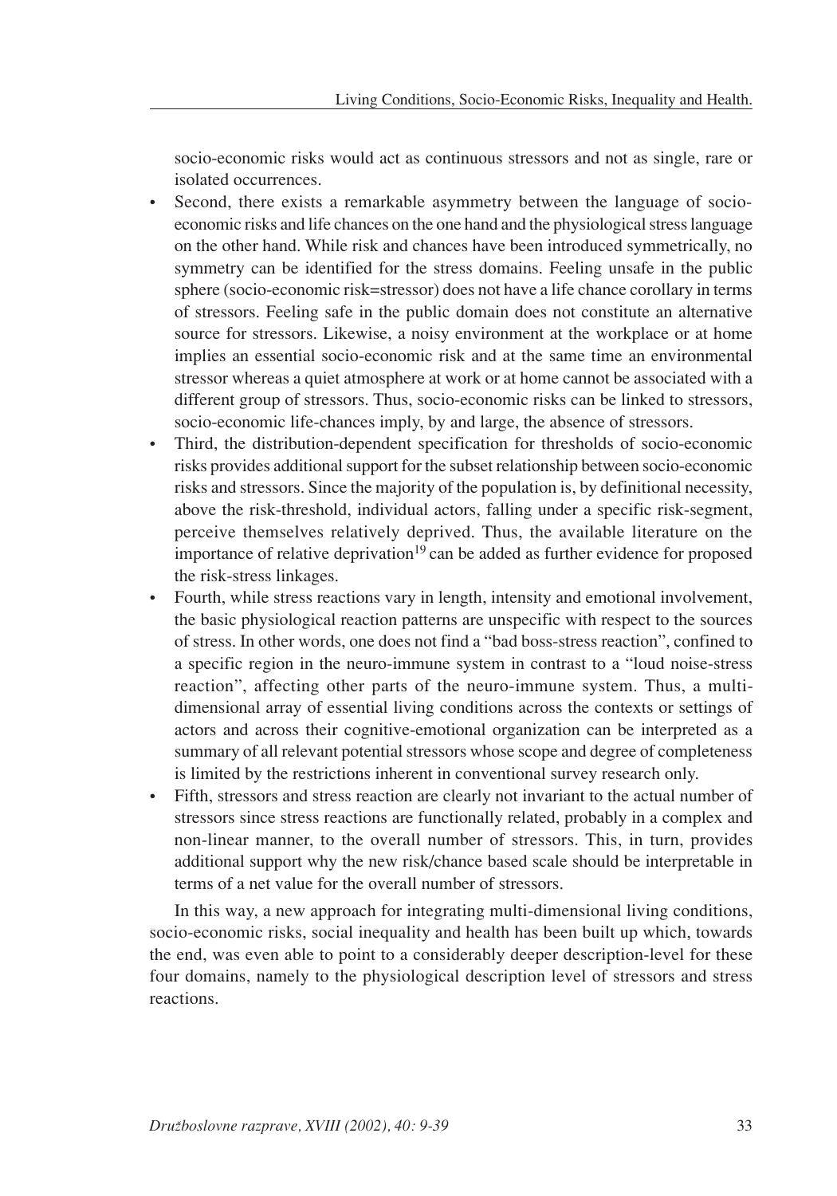socio-economic risks would act as continuous stressors and not as single, rare or isolated occurrences.

- Second, there exists a remarkable asymmetry between the language of socio-economic risks and life chances on the one hand and the physiological stress language on the other hand. While risk and chances have been introduced symmetrically, no symmetry can be identified for the stress domains. Feeling unsafe in the public sphere (socio-economic risk=stressor) does not have a life chance corollary in terms of stressors. Feeling safe in the public domain does not constitute an alternative source for stressors. Likewise, a noisy environment at the workplace or at home implies an essential socio-economic risk and at the same time an environmental stressor whereas a quiet atmosphere at work or at home cannot be associated with a different group of stressors. Thus, socio-economic risks can be linked to stressors, socio-economic life-chances imply, by and large, the absence of stressors.
- Third, the distribution-dependent specification for thresholds of socio-economic risks provides additional support for the subset relationship between socio-economic risks and stressors. Since the majority of the population is, by definitional necessity, above the risk-threshold, individual actors, falling under a specific risk-segment, perceive themselves relatively deprived. Thus, the available literature on the importance of relative deprivation[19] can be added as further evidence for proposed the risk-stress linkages.
- Fourth, while stress reactions vary in length, intensity and emotional involvement, the basic physiological reaction patterns are unspecific with respect to the sources of stress. In other words, one does not find a "bad boss-stress reaction", confined to a specific region in the neuro-immune system in contrast to a "loud noise-stress reaction", affecting other parts of the neuro-immune system. Thus, a multi-dimensional array of essential living conditions across the contexts or settings of actors and across their cognitive-emotional organization can be interpreted as a summary of all relevant potential stressors whose scope and degree of completeness is limited by the restrictions inherent in conventional survey research only.
- Fifth, stressors and stress reaction are clearly not invariant to the actual number of stressors since stress reactions are functionally related, probably in a complex and non-linear manner, to the overall number of stressors. This, in turn, provides additional support why the new risk/chance based scale should be interpretable in terms of a net value for the overall number of stressors.

In this way, a new approach for integrating multi-dimensional living conditions, socio-economic risks, social inequality and health has been built up which, towards the end, was even able to point to a considerably deeper description-level for these four domains, namely to the physiological description level of stressors and stress reactions.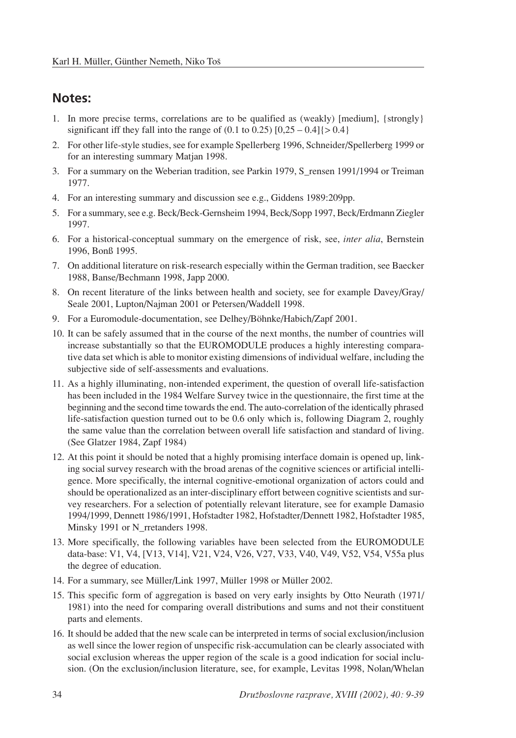## Notes:

1. In more precise terms, correlations are to be qualified as (weakly) [medium], {strongly} significant iff they fall into the range of (0.1 to 0.25) [0,25 – 0.4]{> 0.4}
2. For other life-style studies, see for example Spellerberg 1996, Schneider/Spellerberg 1999 or for an interesting summary Matjan 1998.
3. For a summary on the Weberian tradition, see Parkin 1979, S_rensen 1991/1994 or Treiman 1977.
4. For an interesting summary and discussion see e.g., Giddens 1989:209pp.
5. For a summary, see e.g. Beck/Beck-Gernsheim 1994, Beck/Sopp 1997, Beck/Erdmann Ziegler 1997.
6. For a historical-conceptual summary on the emergence of risk, see, *inter alia*, Bernstein 1996, Bonß 1995.
7. On additional literature on risk-research especially within the German tradition, see Baecker 1988, Banse/Bechmann 1998, Japp 2000.
8. On recent literature of the links between health and society, see for example Davey/Gray/Seale 2001, Lupton/Najman 2001 or Petersen/Waddell 1998.
9. For a Euromodule-documentation, see Delhey/Böhnke/Habich/Zapf 2001.
10. It can be safely assumed that in the course of the next months, the number of countries will increase substantially so that the EUROMODULE produces a highly interesting comparative data set which is able to monitor existing dimensions of individual welfare, including the subjective side of self-assessments and evaluations.
11. As a highly illuminating, non-intended experiment, the question of overall life-satisfaction has been included in the 1984 Welfare Survey twice in the questionnaire, the first time at the beginning and the second time towards the end. The auto-correlation of the identically phrased life-satisfaction question turned out to be 0.6 only which is, following Diagram 2, roughly the same value than the correlation between overall life satisfaction and standard of living. (See Glatzer 1984, Zapf 1984)
12. At this point it should be noted that a highly promising interface domain is opened up, linking social survey research with the broad arenas of the cognitive sciences or artificial intelligence. More specifically, the internal cognitive-emotional organization of actors could and should be operationalized as an inter-disciplinary effort between cognitive scientists and survey researchers. For a selection of potentially relevant literature, see for example Damasio 1994/1999, Dennett 1986/1991, Hofstadter 1982, Hofstadter/Dennett 1982, Hofstadter 1985, Minsky 1991 or N_rretanders 1998.
13. More specifically, the following variables have been selected from the EUROMODULE data-base: V1, V4, [V13, V14], V21, V24, V26, V27, V33, V40, V49, V52, V54, V55a plus the degree of education.
14. For a summary, see Müller/Link 1997, Müller 1998 or Müller 2002.
15. This specific form of aggregation is based on very early insights by Otto Neurath (1971/1981) into the need for comparing overall distributions and sums and not their constituent parts and elements.
16. It should be added that the new scale can be interpreted in terms of social exclusion/inclusion as well since the lower region of unspecific risk-accumulation can be clearly associated with social exclusion whereas the upper region of the scale is a good indication for social inclusion. (On the exclusion/inclusion literature, see, for example, Levitas 1998, Nolan/Whelan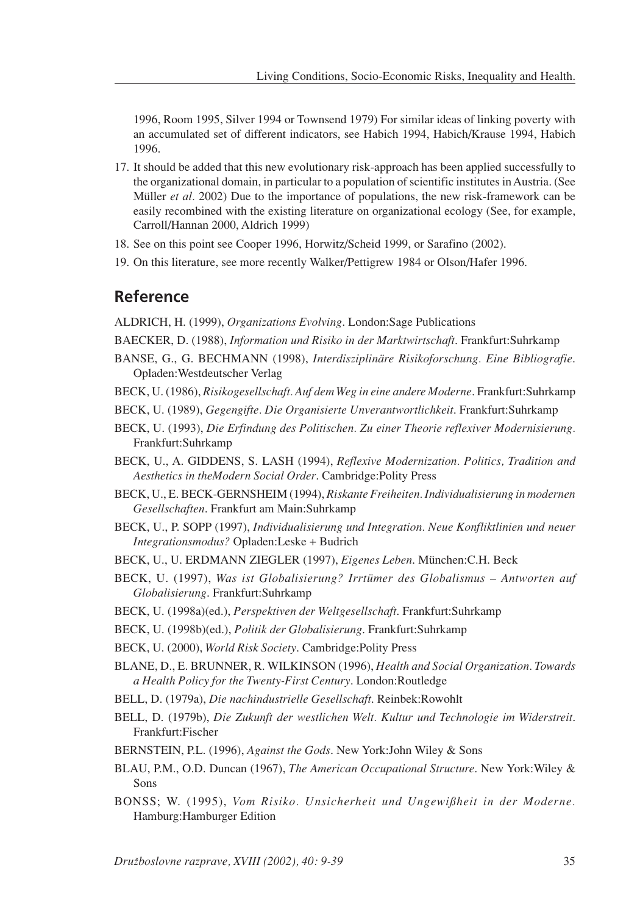1996, Room 1995, Silver 1994 or Townsend 1979) For similar ideas of linking poverty with an accumulated set of different indicators, see Habich 1994, Habich/Krause 1994, Habich 1996.

17. It should be added that this new evolutionary risk-approach has been applied successfully to the organizational domain, in particular to a population of scientific institutes in Austria. (See Müller *et al.* 2002) Due to the importance of populations, the new risk-framework can be easily recombined with the existing literature on organizational ecology (See, for example, Carroll/Hannan 2000, Aldrich 1999)
18. See on this point see Cooper 1996, Horwitz/Scheid 1999, or Sarafino (2002).
19. On this literature, see more recently Walker/Pettigrew 1984 or Olson/Hafer 1996.

## Reference

ALDRICH, H. (1999), *Organizations Evolving*. London:Sage Publications

BAECKER, D. (1988), *Information und Risiko in der Marktwirtschaft*. Frankfurt:Suhrkamp

BANSE, G., G. BECHMANN (1998), *Interdisziplinäre Risikoforschung. Eine Bibliografie*. Opladen:Westdeutscher Verlag

BECK, U. (1986), *Risikogesellschaft. Auf dem Weg in eine andere Moderne*. Frankfurt:Suhrkamp

BECK, U. (1989), *Gegengifte. Die Organisierte Unverantwortlichkeit*. Frankfurt:Suhrkamp

BECK, U. (1993), *Die Erfindung des Politischen. Zu einer Theorie reflexiver Modernisierung*. Frankfurt:Suhrkamp

BECK, U., A. GIDDENS, S. LASH (1994), *Reflexive Modernization. Politics, Tradition and Aesthetics in theModern Social Order*. Cambridge:Polity Press

BECK, U., E. BECK-GERNSHEIM (1994), *Riskante Freiheiten. Individualisierung in modernen Gesellschaften*. Frankfurt am Main:Suhrkamp

BECK, U., P. SOPP (1997), *Individualisierung und Integration. Neue Konfliktlinien und neuer Integrationsmodus?* Opladen:Leske + Budrich

BECK, U., U. ERDMANN ZIEGLER (1997), *Eigenes Leben*. München:C.H. Beck

BECK, U. (1997), *Was ist Globalisierung? Irrtümer des Globalismus – Antworten auf Globalisierung*. Frankfurt:Suhrkamp

BECK, U. (1998a)(ed.), *Perspektiven der Weltgesellschaft*. Frankfurt:Suhrkamp

BECK, U. (1998b)(ed.), *Politik der Globalisierung*. Frankfurt:Suhrkamp

BECK, U. (2000), *World Risk Society*. Cambridge:Polity Press

BLANE, D., E. BRUNNER, R. WILKINSON (1996), *Health and Social Organization. Towards a Health Policy for the Twenty-First Century*. London:Routledge

BELL, D. (1979a), *Die nachindustrielle Gesellschaft*. Reinbek:Rowohlt

BELL, D. (1979b), *Die Zukunft der westlichen Welt. Kultur und Technologie im Widerstreit*. Frankfurt:Fischer

BERNSTEIN, P.L. (1996), *Against the Gods*. New York:John Wiley & Sons

BLAU, P.M., O.D. Duncan (1967), *The American Occupational Structure*. New York:Wiley & Sons

BONSS; W. (1995), *Vom Risiko. Unsicherheit und Ungewißheit in der Moderne*. Hamburg:Hamburger Edition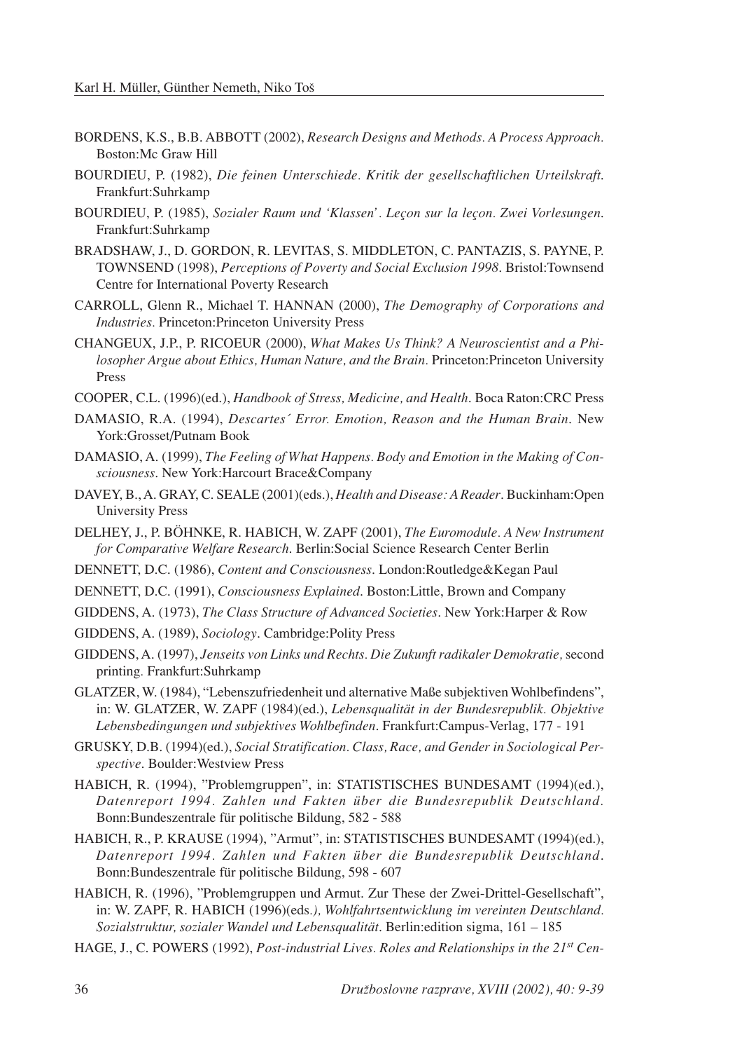BORDENS, K.S., B.B. ABBOTT (2002), *Research Designs and Methods. A Process Approach.* Boston:Mc Graw Hill

BOURDIEU, P. (1982), *Die feinen Unterschiede. Kritik der gesellschaftlichen Urteilskraft.* Frankfurt:Suhrkamp

BOURDIEU, P. (1985), *Sozialer Raum und 'Klassen'. Leçon sur la leçon. Zwei Vorlesungen.* Frankfurt:Suhrkamp

BRADSHAW, J., D. GORDON, R. LEVITAS, S. MIDDLETON, C. PANTAZIS, S. PAYNE, P. TOWNSEND (1998), *Perceptions of Poverty and Social Exclusion 1998.* Bristol:Townsend Centre for International Poverty Research

CARROLL, Glenn R., Michael T. HANNAN (2000), *The Demography of Corporations and Industries.* Princeton:Princeton University Press

CHANGEUX, J.P., P. RICOEUR (2000), *What Makes Us Think? A Neuroscientist and a Philosopher Argue about Ethics, Human Nature, and the Brain.* Princeton:Princeton University Press

COOPER, C.L. (1996)(ed.), *Handbook of Stress, Medicine, and Health.* Boca Raton:CRC Press

DAMASIO, R.A. (1994), *Descartes´ Error. Emotion, Reason and the Human Brain.* New York:Grosset/Putnam Book

DAMASIO, A. (1999), *The Feeling of What Happens. Body and Emotion in the Making of Consciousness.* New York:Harcourt Brace&Company

DAVEY, B., A. GRAY, C. SEALE (2001)(eds.), *Health and Disease: A Reader.* Buckinham:Open University Press

DELHEY, J., P. BÖHNKE, R. HABICH, W. ZAPF (2001), *The Euromodule. A New Instrument for Comparative Welfare Research.* Berlin:Social Science Research Center Berlin

DENNETT, D.C. (1986), *Content and Consciousness.* London:Routledge&Kegan Paul

DENNETT, D.C. (1991), *Consciousness Explained.* Boston:Little, Brown and Company

GIDDENS, A. (1973), *The Class Structure of Advanced Societies.* New York:Harper & Row

GIDDENS, A. (1989), *Sociology.* Cambridge:Polity Press

GIDDENS, A. (1997), *Jenseits von Links und Rechts. Die Zukunft radikaler Demokratie,* second printing. Frankfurt:Suhrkamp

GLATZER, W. (1984), "Lebenszufriedenheit und alternative Maße subjektiven Wohlbefindens", in: W. GLATZER, W. ZAPF (1984)(ed.), *Lebensqualität in der Bundesrepublik. Objektive Lebensbedingungen und subjektives Wohlbefinden.* Frankfurt:Campus-Verlag, 177 - 191

GRUSKY, D.B. (1994)(ed.), *Social Stratification. Class, Race, and Gender in Sociological Perspective.* Boulder:Westview Press

HABICH, R. (1994), "Problemgruppen", in: STATISTISCHES BUNDESAMT (1994)(ed.), *Datenreport 1994. Zahlen und Fakten über die Bundesrepublik Deutschland.* Bonn:Bundeszentrale für politische Bildung, 582 - 588

HABICH, R., P. KRAUSE (1994), "Armut", in: STATISTISCHES BUNDESAMT (1994)(ed.), *Datenreport 1994. Zahlen und Fakten über die Bundesrepublik Deutschland.* Bonn:Bundeszentrale für politische Bildung, 598 - 607

HABICH, R. (1996), "Problemgruppen und Armut. Zur These der Zwei-Drittel-Gesellschaft", in: W. ZAPF, R. HABICH (1996)(eds.), *Wohlfahrtsentwicklung im vereinten Deutschland. Sozialstruktur, sozialer Wandel und Lebensqualität.* Berlin:edition sigma, 161 – 185

HAGE, J., C. POWERS (1992), *Post-industrial Lives. Roles and Relationships in the 21st Cen-*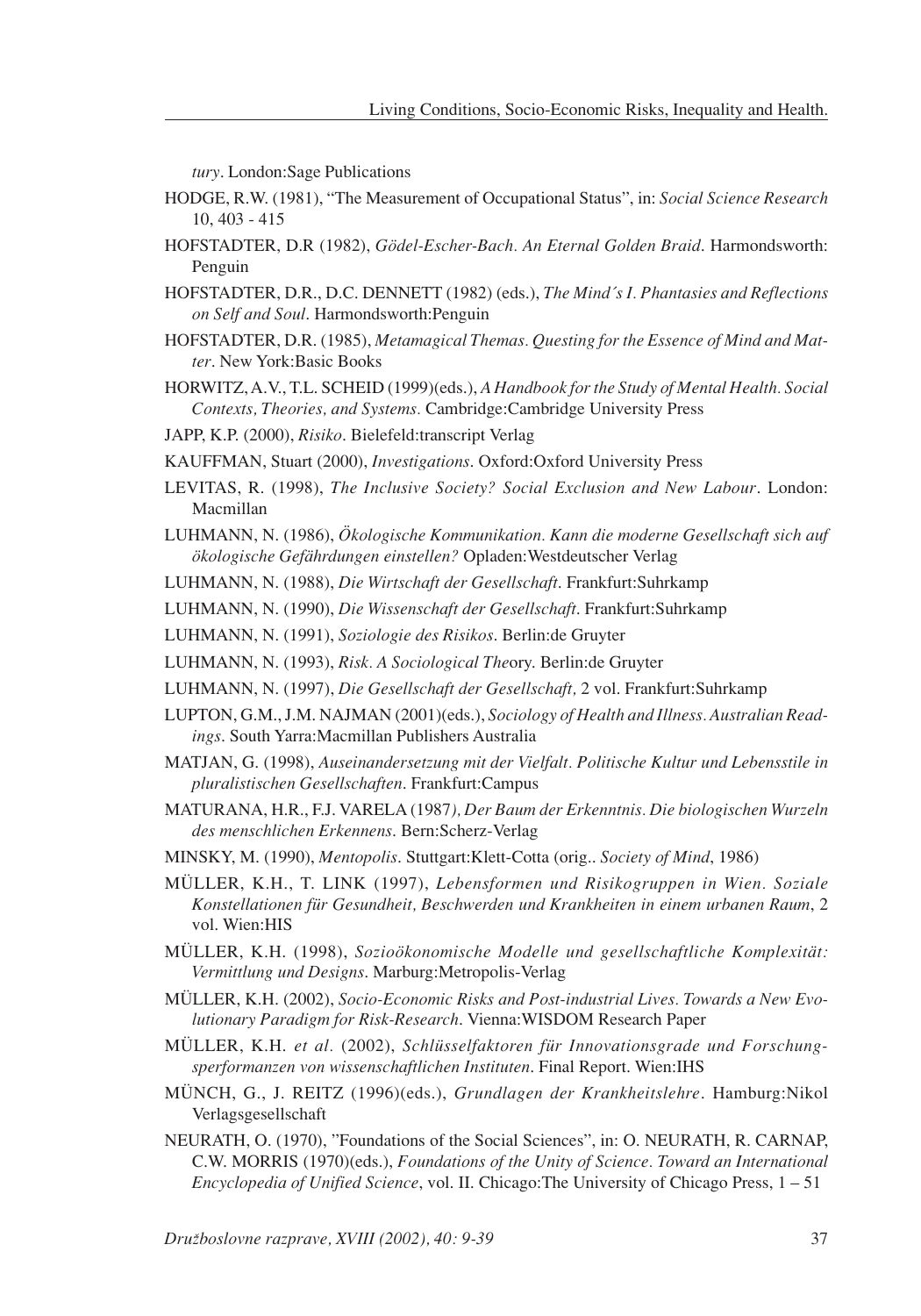*tury*. London:Sage Publications

HODGE, R.W. (1981), "The Measurement of Occupational Status", in: *Social Science Research* 10, 403 - 415

HOFSTADTER, D.R (1982), *Gödel-Escher-Bach. An Eternal Golden Braid*. Harmondsworth: Penguin

HOFSTADTER, D.R., D.C. DENNETT (1982) (eds.), *The Mind´s I. Phantasies and Reflections on Self and Soul*. Harmondsworth:Penguin

HOFSTADTER, D.R. (1985), *Metamagical Themas. Questing for the Essence of Mind and Matter*. New York:Basic Books

HORWITZ, A.V., T.L. SCHEID (1999)(eds.), *A Handbook for the Study of Mental Health. Social Contexts, Theories, and Systems.* Cambridge:Cambridge University Press

JAPP, K.P. (2000), *Risiko*. Bielefeld:transcript Verlag

KAUFFMAN, Stuart (2000), *Investigations*. Oxford:Oxford University Press

LEVITAS, R. (1998), *The Inclusive Society? Social Exclusion and New Labour*. London: Macmillan

LUHMANN, N. (1986), *Ökologische Kommunikation. Kann die moderne Gesellschaft sich auf ökologische Gefährdungen einstellen?* Opladen:Westdeutscher Verlag

LUHMANN, N. (1988), *Die Wirtschaft der Gesellschaft*. Frankfurt:Suhrkamp

LUHMANN, N. (1990), *Die Wissenschaft der Gesellschaft*. Frankfurt:Suhrkamp

LUHMANN, N. (1991), *Soziologie des Risikos*. Berlin:de Gruyter

LUHMANN, N. (1993), *Risk. A Sociological The*ory. Berlin:de Gruyter

LUHMANN, N. (1997), *Die Gesellschaft der Gesellschaft,* 2 vol. Frankfurt:Suhrkamp

LUPTON, G.M., J.M. NAJMAN (2001)(eds.), *Sociology of Health and Illness. Australian Readings*. South Yarra:Macmillan Publishers Australia

MATJAN, G. (1998), *Auseinandersetzung mit der Vielfalt. Politische Kultur und Lebensstile in pluralistischen Gesellschaften*. Frankfurt:Campus

MATURANA, H.R., F.J. VARELA (1987*), Der Baum der Erkenntnis. Die biologischen Wurzeln des menschlichen Erkennens*. Bern:Scherz-Verlag

MINSKY, M. (1990), *Mentopolis*. Stuttgart:Klett-Cotta (orig.. *Society of Mind*, 1986)

MÜLLER, K.H., T. LINK (1997), *Lebensformen und Risikogruppen in Wien. Soziale Konstellationen für Gesundheit, Beschwerden und Krankheiten in einem urbanen Raum*, 2 vol. Wien:HIS

MÜLLER, K.H. (1998), *Sozioökonomische Modelle und gesellschaftliche Komplexität: Vermittlung und Designs*. Marburg:Metropolis-Verlag

MÜLLER, K.H. (2002), *Socio-Economic Risks and Post-industrial Lives. Towards a New Evolutionary Paradigm for Risk-Research*. Vienna:WISDOM Research Paper

MÜLLER, K.H. *et al.* (2002), *Schlüsselfaktoren für Innovationsgrade und Forschungsperformanzen von wissenschaftlichen Instituten*. Final Report. Wien:IHS

MÜNCH, G., J. REITZ (1996)(eds.), *Grundlagen der Krankheitslehre*. Hamburg:Nikol Verlagsgesellschaft

NEURATH, O. (1970), "Foundations of the Social Sciences", in: O. NEURATH, R. CARNAP, C.W. MORRIS (1970)(eds.), *Foundations of the Unity of Science. Toward an International Encyclopedia of Unified Science*, vol. II. Chicago:The University of Chicago Press, 1 – 51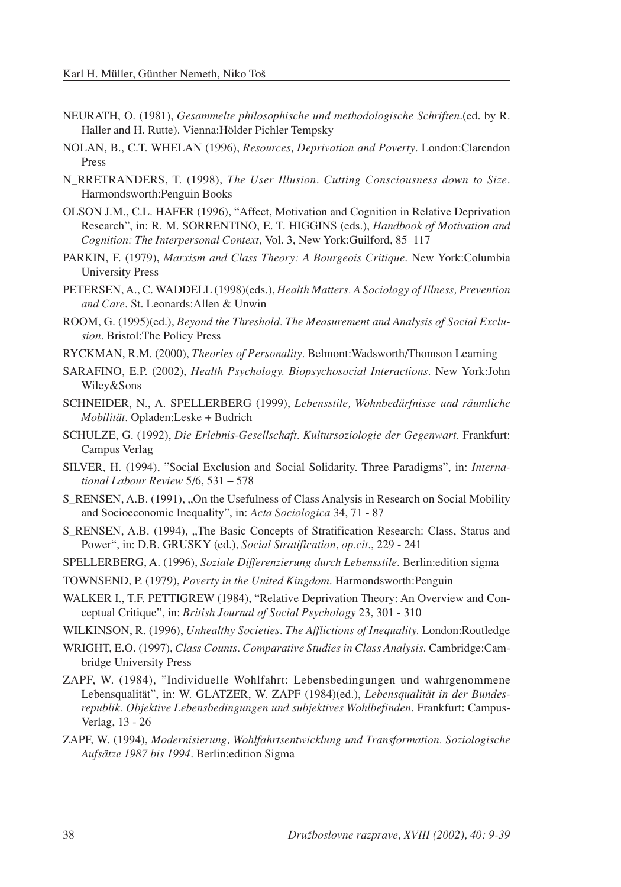NEURATH, O. (1981), *Gesammelte philosophische und methodologische Schriften*.(ed. by R. Haller and H. Rutte). Vienna:Hölder Pichler Tempsky

NOLAN, B., C.T. WHELAN (1996), *Resources, Deprivation and Poverty*. London:Clarendon Press

N_RRETRANDERS, T. (1998), *The User Illusion. Cutting Consciousness down to Size*. Harmondsworth:Penguin Books

OLSON J.M., C.L. HAFER (1996), "Affect, Motivation and Cognition in Relative Deprivation Research", in: R. M. SORRENTINO, E. T. HIGGINS (eds.), *Handbook of Motivation and Cognition: The Interpersonal Context,* Vol. 3, New York:Guilford, 85–117

PARKIN, F. (1979), *Marxism and Class Theory: A Bourgeois Critique*. New York:Columbia University Press

PETERSEN, A., C. WADDELL (1998)(eds.), *Health Matters. A Sociology of Illness, Prevention and Care*. St. Leonards:Allen & Unwin

ROOM, G. (1995)(ed.), *Beyond the Threshold. The Measurement and Analysis of Social Exclusion*. Bristol:The Policy Press

RYCKMAN, R.M. (2000), *Theories of Personality*. Belmont:Wadsworth/Thomson Learning

SARAFINO, E.P. (2002), *Health Psychology. Biopsychosocial Interactions*. New York:John Wiley&Sons

SCHNEIDER, N., A. SPELLERBERG (1999), *Lebensstile, Wohnbedürfnisse und räumliche Mobilität*. Opladen:Leske + Budrich

SCHULZE, G. (1992), *Die Erlebnis-Gesellschaft. Kultursoziologie der Gegenwart*. Frankfurt: Campus Verlag

SILVER, H. (1994), "Social Exclusion and Social Solidarity. Three Paradigms", in: *International Labour Review* 5/6, 531 – 578

S_RENSEN, A.B. (1991), „On the Usefulness of Class Analysis in Research on Social Mobility and Socioeconomic Inequality", in: *Acta Sociologica* 34, 71 - 87

S_RENSEN, A.B. (1994), „The Basic Concepts of Stratification Research: Class, Status and Power", in: D.B. GRUSKY (ed.), *Social Stratification*, *op.cit*., 229 - 241

SPELLERBERG, A. (1996), *Soziale Differenzierung durch Lebensstile*. Berlin:edition sigma

TOWNSEND, P. (1979), *Poverty in the United Kingdom*. Harmondsworth:Penguin

WALKER I., T.F. PETTIGREW (1984), "Relative Deprivation Theory: An Overview and Conceptual Critique", in: *British Journal of Social Psychology* 23, 301 - 310

WILKINSON, R. (1996), *Unhealthy Societies. The Afflictions of Inequality.* London:Routledge

WRIGHT, E.O. (1997), *Class Counts. Comparative Studies in Class Analysis*. Cambridge:Cambridge University Press

ZAPF, W. (1984), "Individuelle Wohlfahrt: Lebensbedingungen und wahrgenommene Lebensqualität", in: W. GLATZER, W. ZAPF (1984)(ed.), *Lebensqualität in der Bundesrepublik. Objektive Lebensbedingungen und subjektives Wohlbefinden*. Frankfurt: Campus-Verlag, 13 - 26

ZAPF, W. (1994), *Modernisierung, Wohlfahrtsentwicklung und Transformation. Soziologische Aufsätze 1987 bis 1994*. Berlin:edition Sigma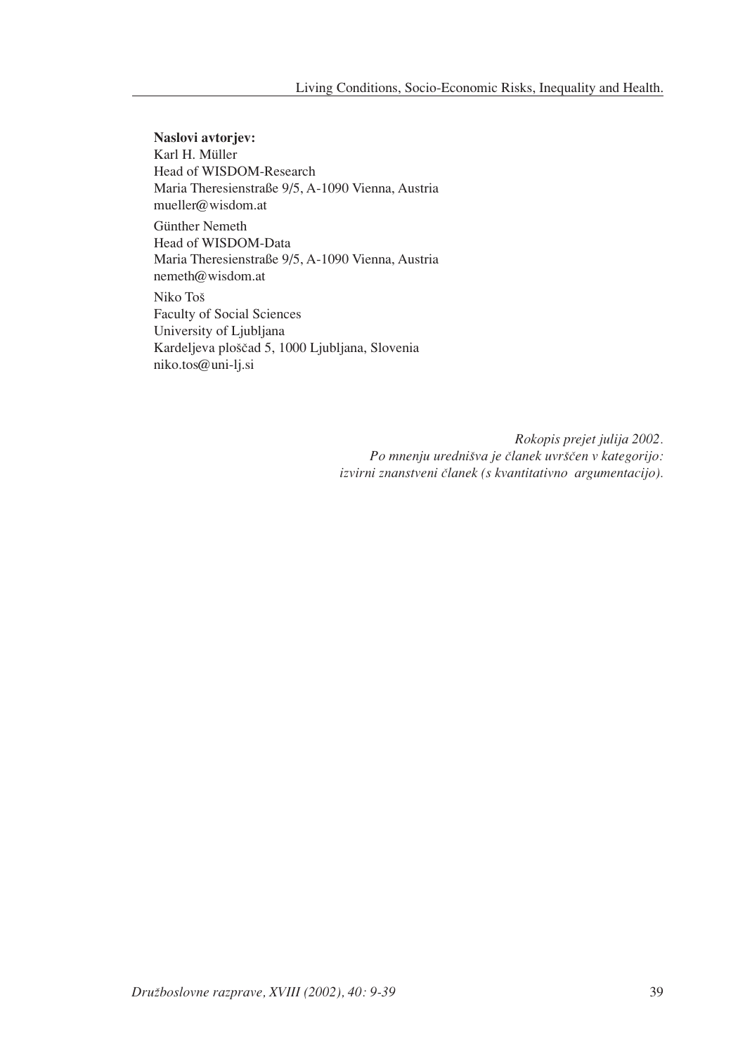**Naslovi avtorjev:**

Karl H. Müller
Head of WISDOM-Research
Maria Theresienstraße 9/5, A-1090 Vienna, Austria
mueller@wisdom.at

Günther Nemeth
Head of WISDOM-Data
Maria Theresienstraße 9/5, A-1090 Vienna, Austria
nemeth@wisdom.at

Niko Toš
Faculty of Social Sciences
University of Ljubljana
Kardeljeva ploščad 5, 1000 Ljubljana, Slovenia
niko.tos@uni-lj.si

*Rokopis prejet julija 2002.*
*Po mnenju uredništva je članek uvrščen v kategorijo:*
*izvirni znanstveni članek (s kvantitativno argumentacijo).*